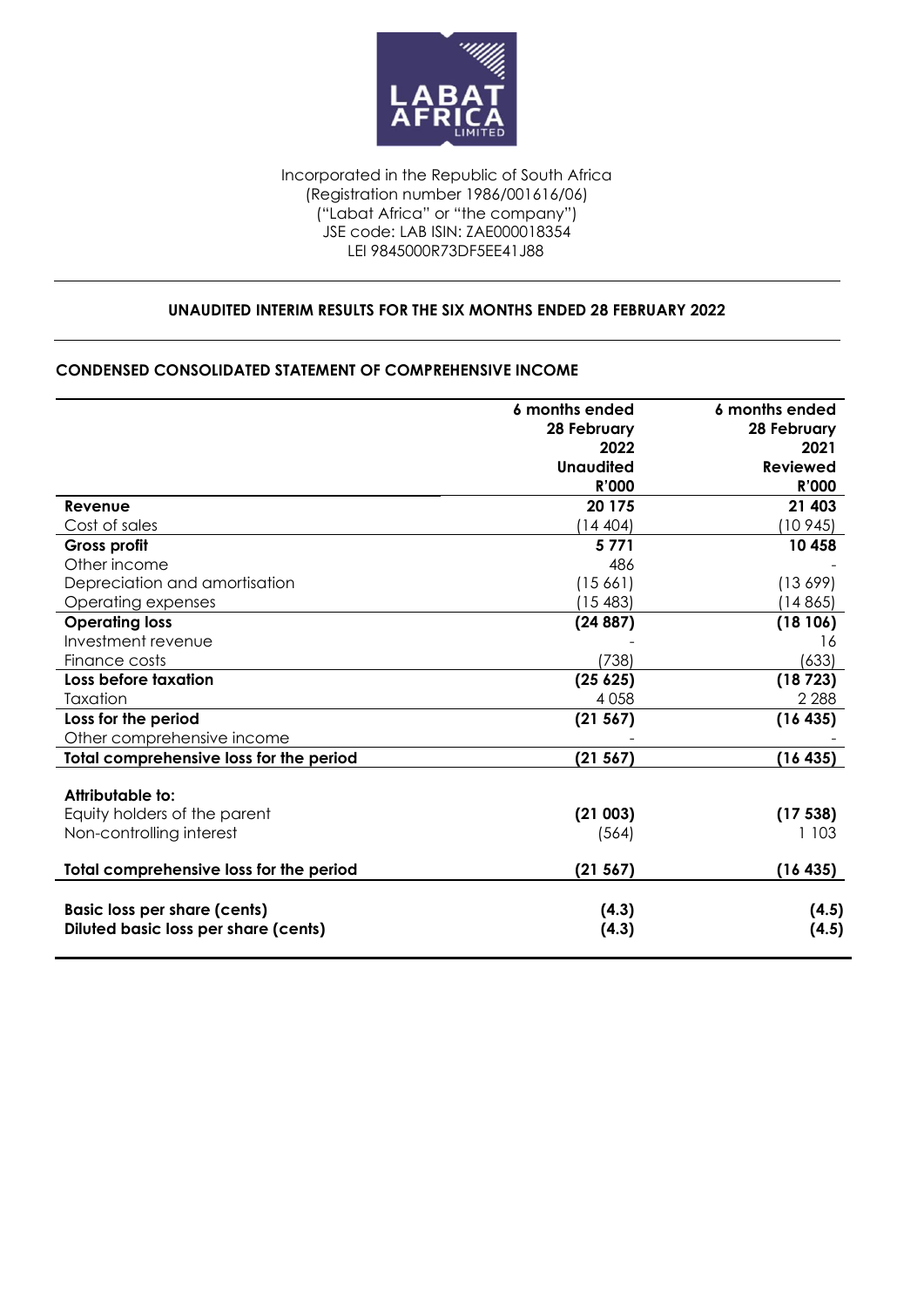Incorporated in the Republic of South Africa
(Registration number 1986/001616/06)
("Labat Africa" or "the company")
JSE code: LAB ISIN: ZAE000018354
LEI 9845000R73DF5EE41J88

## UNAUDITED INTERIM RESULTS FOR THE SIX MONTHS ENDED 28 FEBRUARY 2022

### CONDENSED CONSOLIDATED STATEMENT OF COMPREHENSIVE INCOME

| | 6 months ended 28 February 2022 Unaudited R'000 | 6 months ended 28 February 2021 Reviewed R'000 |
|---|---|---|
| **Revenue** | **20 175** | **21 403** |
| Cost of sales | (14 404) | (10 945) |
| **Gross profit** | **5 771** | **10 458** |
| Other income | 486 | - |
| Depreciation and amortisation | (15 661) | (13 699) |
| Operating expenses | (15 483) | (14 865) |
| **Operating loss** | **(24 887)** | **(18 106)** |
| Investment revenue | - | 16 |
| Finance costs | (738) | (633) |
| **Loss before taxation** | **(25 625)** | **(18 723)** |
| Taxation | 4 058 | 2 288 |
| **Loss for the period** | **(21 567)** | **(16 435)** |
| Other comprehensive income | - | - |
| **Total comprehensive loss for the period** | **(21 567)** | **(16 435)** |
| | | |
| **Attributable to:** | | |
| Equity holders of the parent | **(21 003)** | **(17 538)** |
| Non-controlling interest | (564) | 1 103 |
| | | |
| **Total comprehensive loss for the period** | **(21 567)** | **(16 435)** |
| | | |
| **Basic loss per share (cents)** | **(4.3)** | **(4.5)** |
| **Diluted basic loss per share (cents)** | **(4.3)** | **(4.5)** |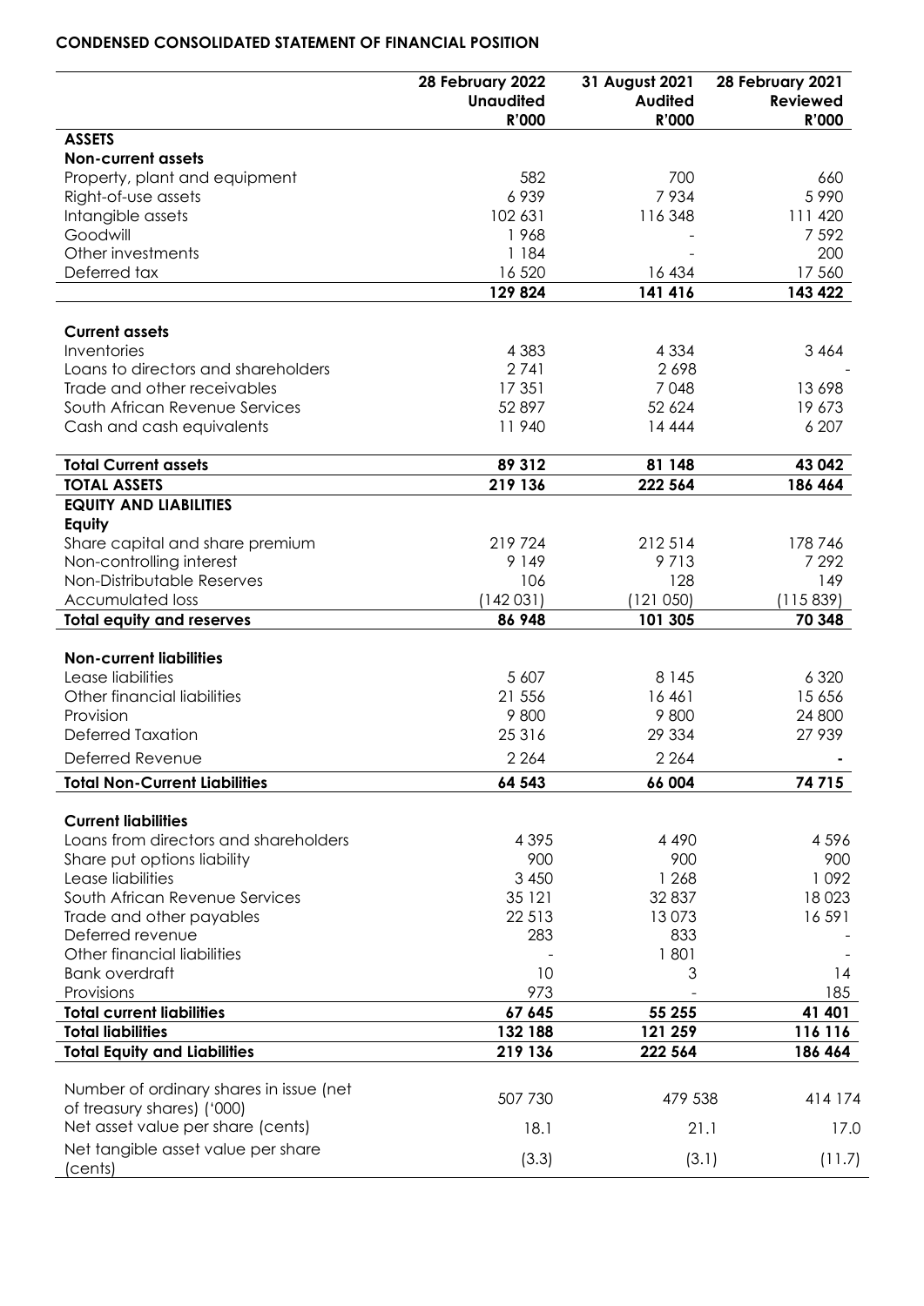**CONDENSED CONSOLIDATED STATEMENT OF FINANCIAL POSITION**

| | 28 February 2022 Unaudited R'000 | 31 August 2021 Audited R'000 | 28 February 2021 Reviewed R'000 |
|---|---|---|---|
| **ASSETS** | | | |
| **Non-current assets** | | | |
| Property, plant and equipment | 582 | 700 | 660 |
| Right-of-use assets | 6 939 | 7 934 | 5 990 |
| Intangible assets | 102 631 | 116 348 | 111 420 |
| Goodwill | 1 968 | - | 7 592 |
| Other investments | 1 184 | - | 200 |
| Deferred tax | 16 520 | 16 434 | 17 560 |
| | **129 824** | **141 416** | **143 422** |
| **Current assets** | | | |
| Inventories | 4 383 | 4 334 | 3 464 |
| Loans to directors and shareholders | 2 741 | 2 698 | - |
| Trade and other receivables | 17 351 | 7 048 | 13 698 |
| South African Revenue Services | 52 897 | 52 624 | 19 673 |
| Cash and cash equivalents | 11 940 | 14 444 | 6 207 |
| **Total Current assets** | **89 312** | **81 148** | **43 042** |
| **TOTAL ASSETS** | **219 136** | **222 564** | **186 464** |
| **EQUITY AND LIABILITIES** | | | |
| **Equity** | | | |
| Share capital and share premium | 219 724 | 212 514 | 178 746 |
| Non-controlling interest | 9 149 | 9 713 | 7 292 |
| Non-Distributable Reserves | 106 | 128 | 149 |
| Accumulated loss | (142 031) | (121 050) | (115 839) |
| **Total equity and reserves** | **86 948** | **101 305** | **70 348** |
| **Non-current liabilities** | | | |
| Lease liabilities | 5 607 | 8 145 | 6 320 |
| Other financial liabilities | 21 556 | 16 461 | 15 656 |
| Provision | 9 800 | 9 800 | 24 800 |
| Deferred Taxation | 25 316 | 29 334 | 27 939 |
| Deferred Revenue | 2 264 | 2 264 | **-** |
| **Total Non-Current Liabilities** | **64 543** | **66 004** | **74 715** |
| **Current liabilities** | | | |
| Loans from directors and shareholders | 4 395 | 4 490 | 4 596 |
| Share put options liability | 900 | 900 | 900 |
| Lease liabilities | 3 450 | 1 268 | 1 092 |
| South African Revenue Services | 35 121 | 32 837 | 18 023 |
| Trade and other payables | 22 513 | 13 073 | 16 591 |
| Deferred revenue | 283 | 833 | - |
| Other financial liabilities | - | 1 801 | - |
| Bank overdraft | 10 | 3 | 14 |
| Provisions | 973 | - | 185 |
| **Total current liabilities** | **67 645** | **55 255** | **41 401** |
| **Total liabilities** | **132 188** | **121 259** | **116 116** |
| **Total Equity and Liabilities** | **219 136** | **222 564** | **186 464** |
| Number of ordinary shares in issue (net of treasury shares) ('000) | 507 730 | 479 538 | 414 174 |
| Net asset value per share (cents) | 18.1 | 21.1 | 17.0 |
| Net tangible asset value per share (cents) | (3.3) | (3.1) | (11.7) |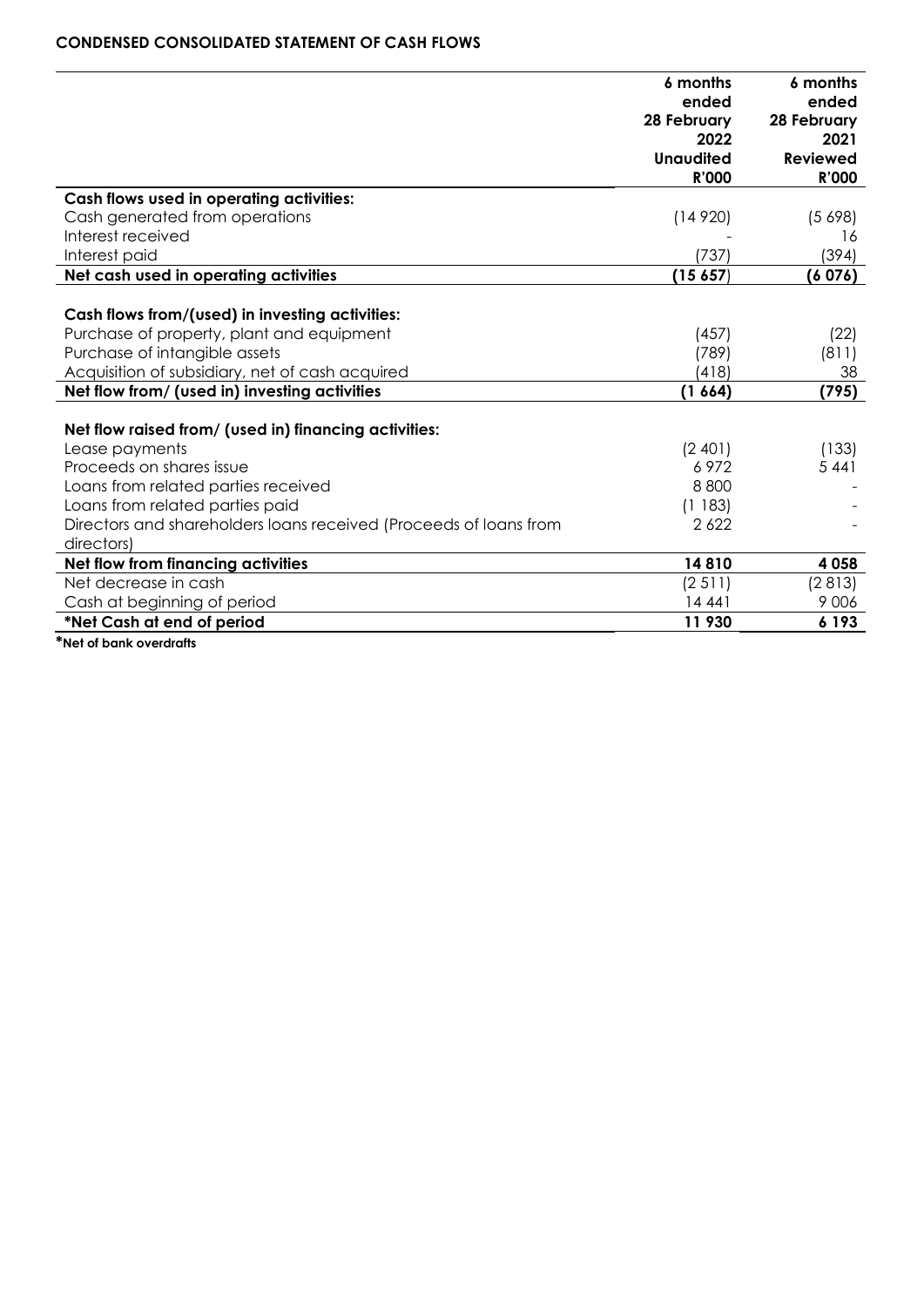**CONDENSED CONSOLIDATED STATEMENT OF CASH FLOWS**

| | 6 months ended 28 February 2022 Unaudited R'000 | 6 months ended 28 February 2021 Reviewed R'000 |
|---|---|---|
| **Cash flows used in operating activities:** | | |
| Cash generated from operations | (14 920) | (5 698) |
| Interest received | - | 16 |
| Interest paid | (737) | (394) |
| **Net cash used in operating activities** | **(15 657)** | **(6 076)** |
| | | |
| **Cash flows from/(used) in investing activities:** | | |
| Purchase of property, plant and equipment | (457) | (22) |
| Purchase of intangible assets | (789) | (811) |
| Acquisition of subsidiary, net of cash acquired | (418) | 38 |
| **Net flow from/ (used in) investing activities** | **(1 664)** | **(795)** |
| | | |
| **Net flow raised from/ (used in) financing activities:** | | |
| Lease payments | (2 401) | (133) |
| Proceeds on shares issue | 6 972 | 5 441 |
| Loans from related parties received | 8 800 | - |
| Loans from related parties paid | (1 183) | - |
| Directors and shareholders loans received (Proceeds of loans from directors) | 2 622 | - |
| **Net flow from financing activities** | **14 810** | **4 058** |
| Net decrease in cash | (2 511) | (2 813) |
| Cash at beginning of period | 14 441 | 9 006 |
| ***Net Cash at end of period** | **11 930** | **6 193** |

***Net of bank overdrafts**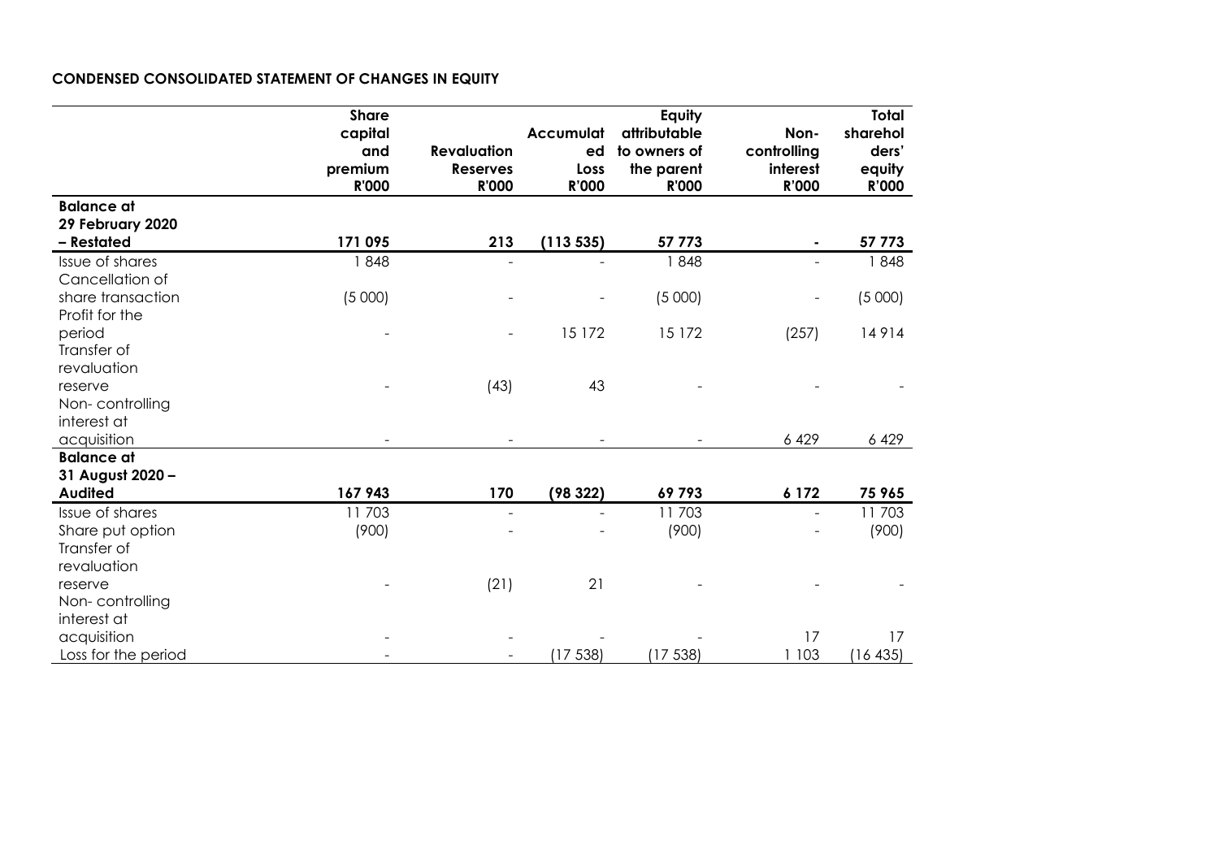**CONDENSED CONSOLIDATED STATEMENT OF CHANGES IN EQUITY**

| | Share capital and premium R'000 | Revaluation Reserves R'000 | Accumulated Loss R'000 | Equity attributable to owners of the parent R'000 | Non-controlling interest R'000 | Total shareholders' equity R'000 |
|---|---|---|---|---|---|---|
| **Balance at 29 February 2020 – Restated** | **171 095** | **213** | **(113 535)** | **57 773** | **-** | **57 773** |
| Issue of shares | 1 848 | - | - | 1 848 | - | 1 848 |
| Cancellation of share transaction | (5 000) | - | - | (5 000) | - | (5 000) |
| Profit for the period | - | - | 15 172 | 15 172 | (257) | 14 914 |
| Transfer of revaluation reserve | - | (43) | 43 | - | - | - |
| Non- controlling interest at acquisition | - | - | - | - | 6 429 | 6 429 |
| **Balance at 31 August 2020 – Audited** | **167 943** | **170** | **(98 322)** | **69 793** | **6 172** | **75 965** |
| Issue of shares | 11 703 | - | - | 11 703 | - | 11 703 |
| Share put option | (900) | - | - | (900) | - | (900) |
| Transfer of revaluation reserve | - | (21) | 21 | - | - | - |
| Non- controlling interest at acquisition | - | - | - | - | 17 | 17 |
| Loss for the period | - | - | (17 538) | (17 538) | 1 103 | (16 435) |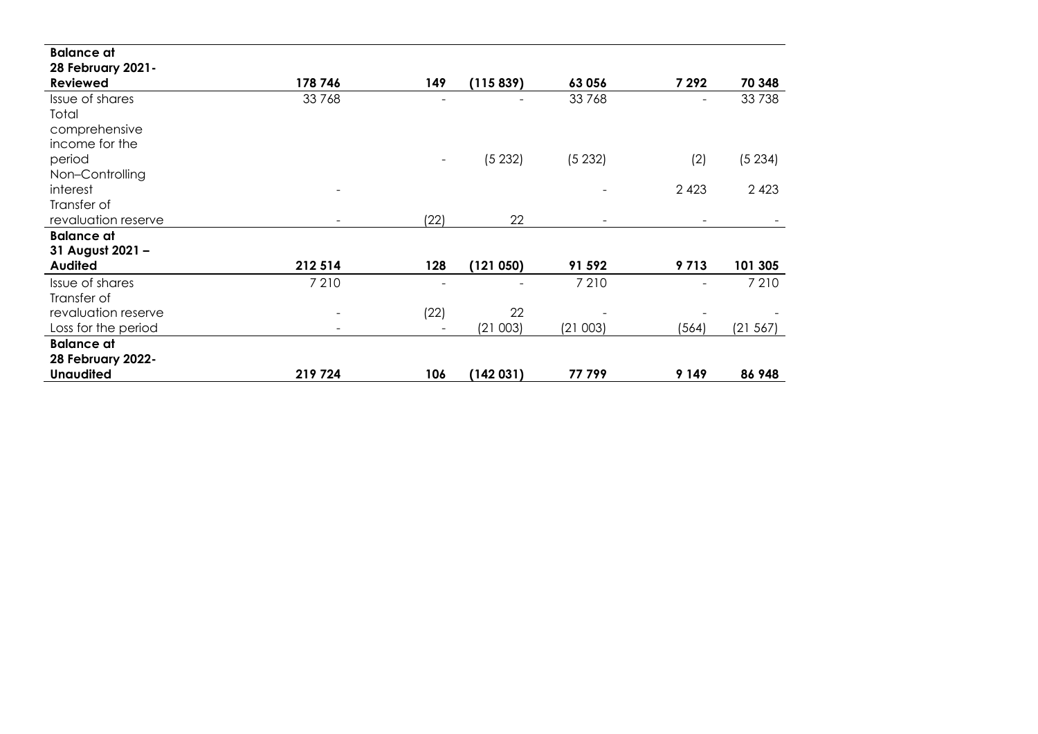| | | | | | | |
|---|---|---|---|---|---|---|
| **Balance at 28 February 2021- Reviewed** | **178 746** | **149** | **(115 839)** | **63 056** | **7 292** | **70 348** |
| Issue of shares | 33 768 | - | - | 33 768 | - | 33 738 |
| Total comprehensive income for the period | | - | (5 232) | (5 232) | (2) | (5 234) |
| Non–Controlling interest | - | | | - | 2 423 | 2 423 |
| Transfer of revaluation reserve | - | (22) | 22 | - | - | - |
| **Balance at 31 August 2021 – Audited** | **212 514** | **128** | **(121 050)** | **91 592** | **9 713** | **101 305** |
| Issue of shares | 7 210 | - | - | 7 210 | - | 7 210 |
| Transfer of revaluation reserve | - | (22) | 22 | - | - | - |
| Loss for the period | - | - | (21 003) | (21 003) | (564) | (21 567) |
| **Balance at 28 February 2022- Unaudited** | **219 724** | **106** | **(142 031)** | **77 799** | **9 149** | **86 948** |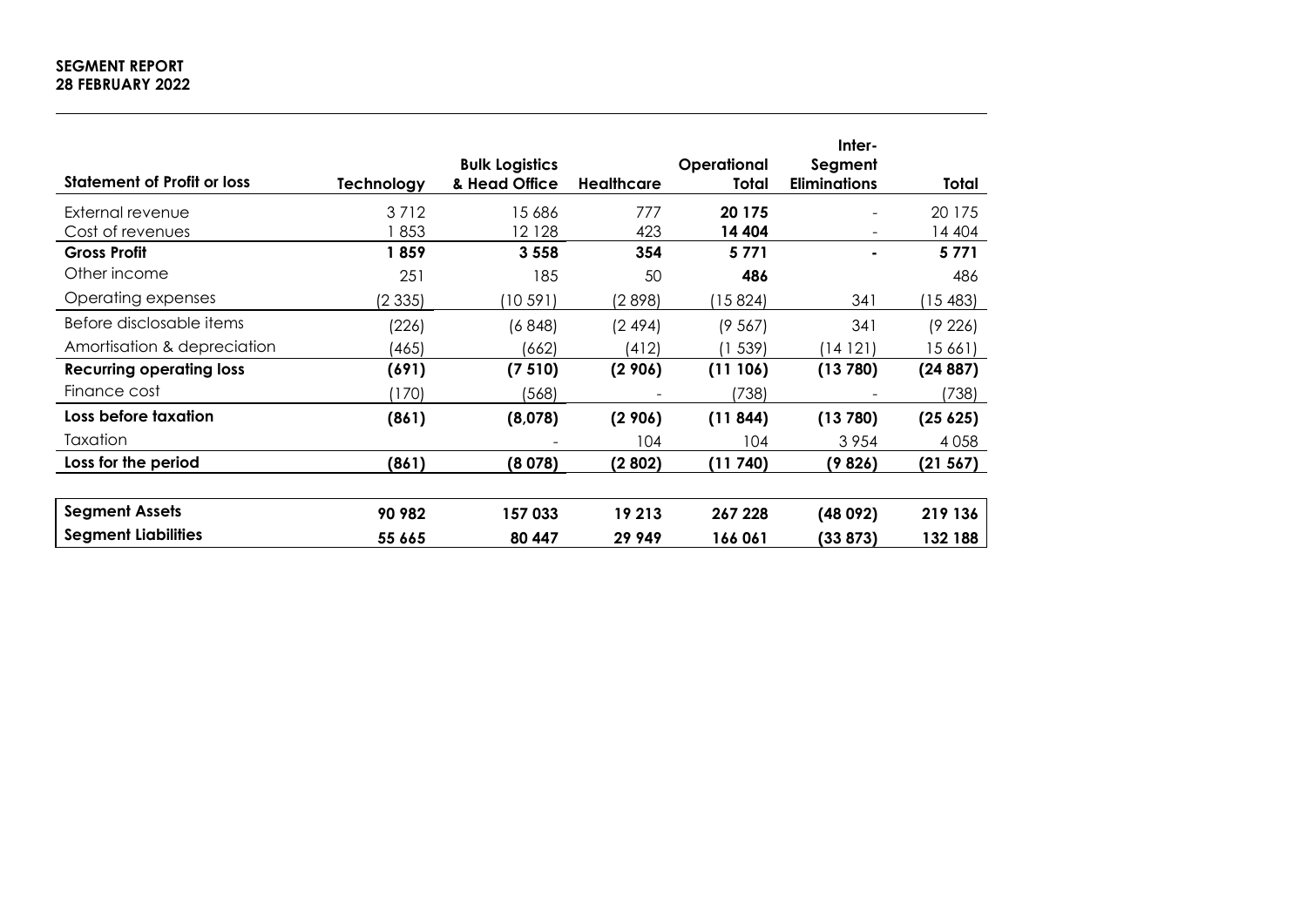**SEGMENT REPORT**
**28 FEBRUARY 2022**

| Statement of Profit or loss | Technology | Bulk Logistics & Head Office | Healthcare | Operational Total | Inter-Segment Eliminations | Total |
|---|---|---|---|---|---|---|
| External revenue | 3 712 | 15 686 | 777 | **20 175** | - | 20 175 |
| Cost of revenues | 1 853 | 12 128 | 423 | **14 404** | - | 14 404 |
| **Gross Profit** | **1 859** | **3 558** | **354** | **5 771** | **-** | **5 771** |
| Other income | 251 | 185 | 50 | **486** | | 486 |
| Operating expenses | (2 335) | (10 591) | (2 898) | (15 824) | 341 | (15 483) |
| Before disclosable items | (226) | (6 848) | (2 494) | (9 567) | 341 | (9 226) |
| Amortisation & depreciation | (465) | (662) | (412) | (1 539) | (14 121) | 15 661) |
| **Recurring operating loss** | **(691)** | **(7 510)** | **(2 906)** | **(11 106)** | **(13 780)** | **(24 887)** |
| Finance cost | (170) | (568) | - | (738) | - | (738) |
| **Loss before taxation** | **(861)** | **(8,078)** | **(2 906)** | **(11 844)** | **(13 780)** | **(25 625)** |
| Taxation | | - | 104 | 104 | 3 954 | 4 058 |
| **Loss for the period** | **(861)** | **(8 078)** | **(2 802)** | **(11 740)** | **(9 826)** | **(21 567)** |
| | | | | | | |
| **Segment Assets** | **90 982** | **157 033** | **19 213** | **267 228** | **(48 092)** | **219 136** |
| **Segment Liabilities** | **55 665** | **80 447** | **29 949** | **166 061** | **(33 873)** | **132 188** |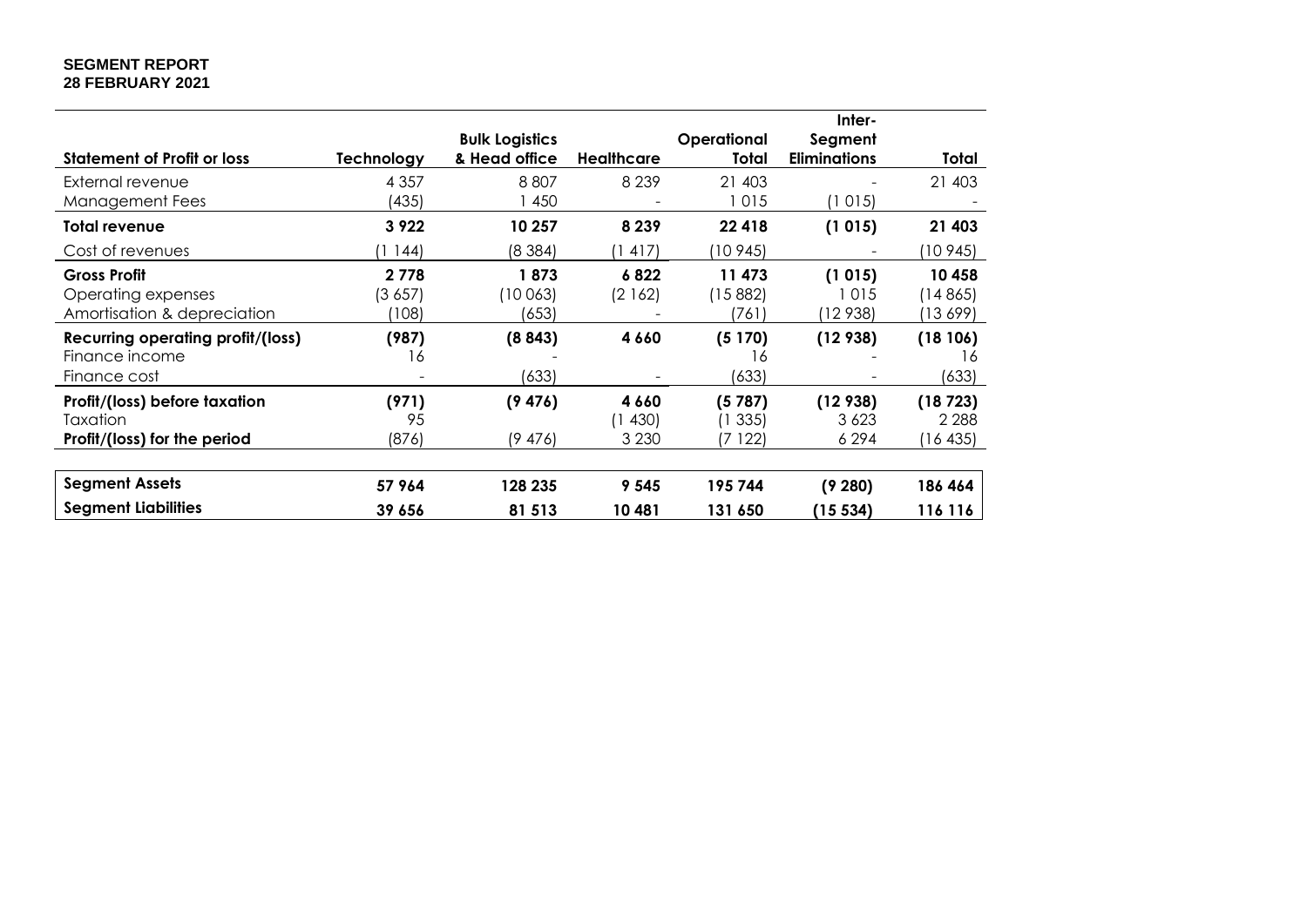**SEGMENT REPORT**
**28 FEBRUARY 2021**

| Statement of Profit or loss | Technology | Bulk Logistics & Head office | Healthcare | Operational Total | Inter-Segment Eliminations | Total |
|---|---|---|---|---|---|---|
| External revenue | 4 357 | 8 807 | 8 239 | 21 403 | - | 21 403 |
| Management Fees | (435) | 1 450 | - | 1 015 | (1 015) | - |
| **Total revenue** | **3 922** | **10 257** | **8 239** | **22 418** | **(1 015)** | **21 403** |
| Cost of revenues | (1 144) | (8 384) | (1 417) | (10 945) | - | (10 945) |
| **Gross Profit** | **2 778** | **1 873** | **6 822** | **11 473** | **(1 015)** | **10 458** |
| Operating expenses | (3 657) | (10 063) | (2 162) | (15 882) | 1 015 | (14 865) |
| Amortisation & depreciation | (108) | (653) | - | (761) | (12 938) | (13 699) |
| **Recurring operating profit/(loss)** | **(987)** | **(8 843)** | **4 660** | **(5 170)** | **(12 938)** | **(18 106)** |
| Finance income | 16 | - | | 16 | - | 16 |
| Finance cost | - | (633) | - | (633) | - | (633) |
| **Profit/(loss) before taxation** | **(971)** | **(9 476)** | **4 660** | **(5 787)** | **(12 938)** | **(18 723)** |
| Taxation | 95 | | (1 430) | (1 335) | 3 623 | 2 288 |
| **Profit/(loss) for the period** | (876) | (9 476) | 3 230 | (7 122) | 6 294 | (16 435) |
| **Segment Assets** | **57 964** | **128 235** | **9 545** | **195 744** | **(9 280)** | **186 464** |
| **Segment Liabilities** | **39 656** | **81 513** | **10 481** | **131 650** | **(15 534)** | **116 116** |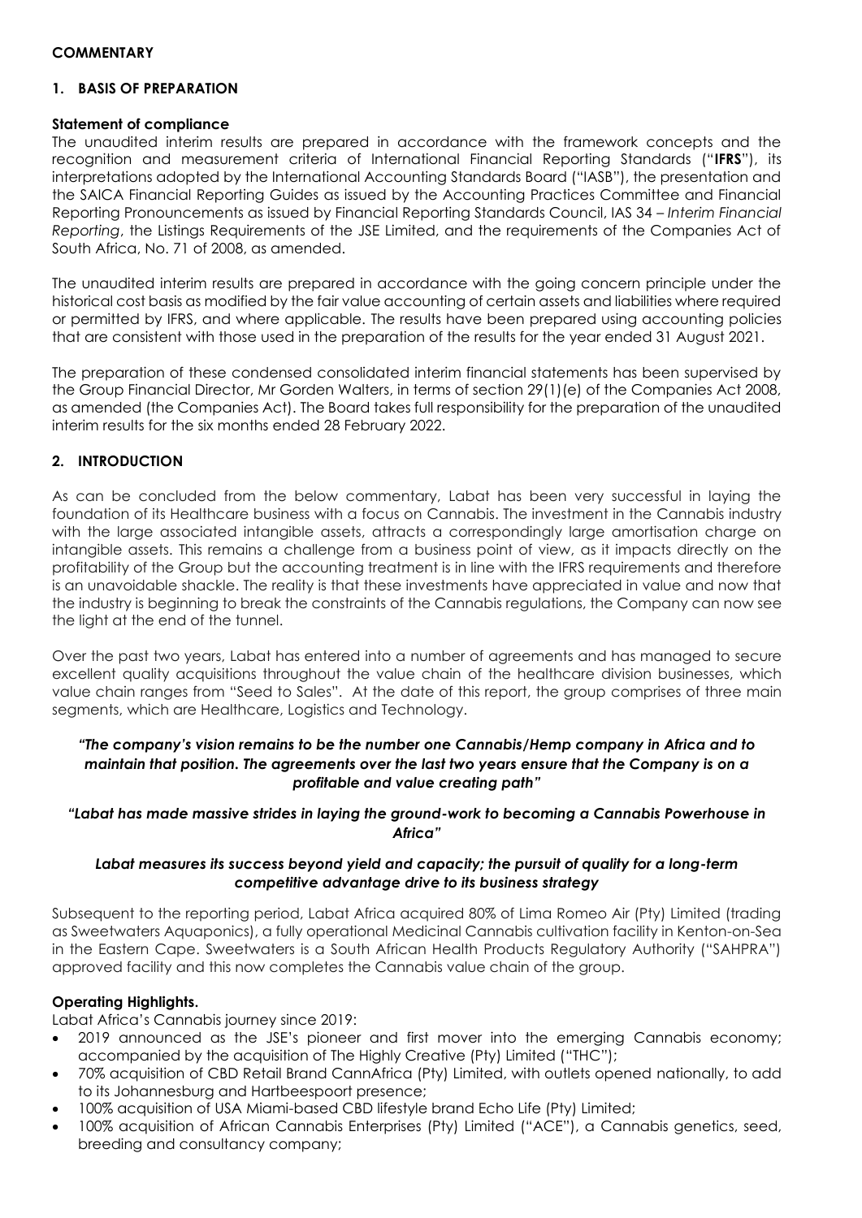**COMMENTARY**

## 1. BASIS OF PREPARATION

### Statement of compliance

The unaudited interim results are prepared in accordance with the framework concepts and the recognition and measurement criteria of International Financial Reporting Standards ("**IFRS**"), its interpretations adopted by the International Accounting Standards Board ("IASB"), the presentation and the SAICA Financial Reporting Guides as issued by the Accounting Practices Committee and Financial Reporting Pronouncements as issued by Financial Reporting Standards Council, IAS 34 – *Interim Financial Reporting*, the Listings Requirements of the JSE Limited, and the requirements of the Companies Act of South Africa, No. 71 of 2008, as amended.

The unaudited interim results are prepared in accordance with the going concern principle under the historical cost basis as modified by the fair value accounting of certain assets and liabilities where required or permitted by IFRS, and where applicable. The results have been prepared using accounting policies that are consistent with those used in the preparation of the results for the year ended 31 August 2021.

The preparation of these condensed consolidated interim financial statements has been supervised by the Group Financial Director, Mr Gorden Walters, in terms of section 29(1)(e) of the Companies Act 2008, as amended (the Companies Act). The Board takes full responsibility for the preparation of the unaudited interim results for the six months ended 28 February 2022.

## 2. INTRODUCTION

As can be concluded from the below commentary, Labat has been very successful in laying the foundation of its Healthcare business with a focus on Cannabis. The investment in the Cannabis industry with the large associated intangible assets, attracts a correspondingly large amortisation charge on intangible assets. This remains a challenge from a business point of view, as it impacts directly on the profitability of the Group but the accounting treatment is in line with the IFRS requirements and therefore is an unavoidable shackle. The reality is that these investments have appreciated in value and now that the industry is beginning to break the constraints of the Cannabis regulations, the Company can now see the light at the end of the tunnel.

Over the past two years, Labat has entered into a number of agreements and has managed to secure excellent quality acquisitions throughout the value chain of the healthcare division businesses, which value chain ranges from "Seed to Sales". At the date of this report, the group comprises of three main segments, which are Healthcare, Logistics and Technology.

***"The company's vision remains to be the number one Cannabis/Hemp company in Africa and to maintain that position. The agreements over the last two years ensure that the Company is on a profitable and value creating path"***

***"Labat has made massive strides in laying the ground-work to becoming a Cannabis Powerhouse in Africa"***

***Labat measures its success beyond yield and capacity; the pursuit of quality for a long-term competitive advantage drive to its business strategy***

Subsequent to the reporting period, Labat Africa acquired 80% of Lima Romeo Air (Pty) Limited (trading as Sweetwaters Aquaponics), a fully operational Medicinal Cannabis cultivation facility in Kenton-on-Sea in the Eastern Cape. Sweetwaters is a South African Health Products Regulatory Authority ("SAHPRA") approved facility and this now completes the Cannabis value chain of the group.

### Operating Highlights.

Labat Africa's Cannabis journey since 2019:

- 2019 announced as the JSE's pioneer and first mover into the emerging Cannabis economy; accompanied by the acquisition of The Highly Creative (Pty) Limited ("THC");
- 70% acquisition of CBD Retail Brand CannAfrica (Pty) Limited, with outlets opened nationally, to add to its Johannesburg and Hartbeespoort presence;
- 100% acquisition of USA Miami-based CBD lifestyle brand Echo Life (Pty) Limited;
- 100% acquisition of African Cannabis Enterprises (Pty) Limited ("ACE"), a Cannabis genetics, seed, breeding and consultancy company;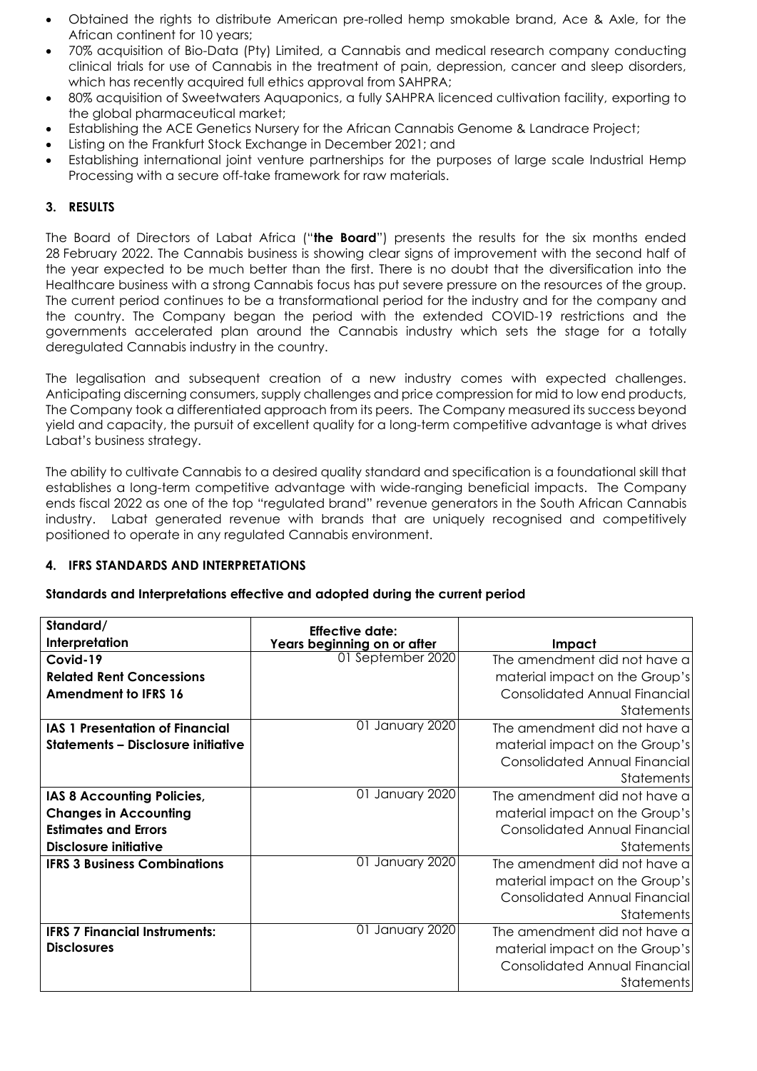- Obtained the rights to distribute American pre-rolled hemp smokable brand, Ace & Axle, for the African continent for 10 years;
- 70% acquisition of Bio-Data (Pty) Limited, a Cannabis and medical research company conducting clinical trials for use of Cannabis in the treatment of pain, depression, cancer and sleep disorders, which has recently acquired full ethics approval from SAHPRA;
- 80% acquisition of Sweetwaters Aquaponics, a fully SAHPRA licenced cultivation facility, exporting to the global pharmaceutical market;
- Establishing the ACE Genetics Nursery for the African Cannabis Genome & Landrace Project;
- Listing on the Frankfurt Stock Exchange in December 2021; and
- Establishing international joint venture partnerships for the purposes of large scale Industrial Hemp Processing with a secure off-take framework for raw materials.

## 3. RESULTS

The Board of Directors of Labat Africa ("**the Board**") presents the results for the six months ended 28 February 2022. The Cannabis business is showing clear signs of improvement with the second half of the year expected to be much better than the first. There is no doubt that the diversification into the Healthcare business with a strong Cannabis focus has put severe pressure on the resources of the group. The current period continues to be a transformational period for the industry and for the company and the country. The Company began the period with the extended COVID-19 restrictions and the governments accelerated plan around the Cannabis industry which sets the stage for a totally deregulated Cannabis industry in the country.

The legalisation and subsequent creation of a new industry comes with expected challenges. Anticipating discerning consumers, supply challenges and price compression for mid to low end products, The Company took a differentiated approach from its peers. The Company measured its success beyond yield and capacity, the pursuit of excellent quality for a long-term competitive advantage is what drives Labat's business strategy.

The ability to cultivate Cannabis to a desired quality standard and specification is a foundational skill that establishes a long-term competitive advantage with wide-ranging beneficial impacts. The Company ends fiscal 2022 as one of the top "regulated brand" revenue generators in the South African Cannabis industry. Labat generated revenue with brands that are uniquely recognised and competitively positioned to operate in any regulated Cannabis environment.

## 4. IFRS STANDARDS AND INTERPRETATIONS

**Standards and Interpretations effective and adopted during the current period**

| Standard/ Interpretation | Effective date: Years beginning on or after | Impact |
|---|---|---|
| **Covid-19 Related Rent Concessions Amendment to IFRS 16** | 01 September 2020 | The amendment did not have a material impact on the Group's Consolidated Annual Financial Statements |
| **IAS 1 Presentation of Financial Statements – Disclosure initiative** | 01 January 2020 | The amendment did not have a material impact on the Group's Consolidated Annual Financial Statements |
| **IAS 8 Accounting Policies, Changes in Accounting Estimates and Errors Disclosure initiative** | 01 January 2020 | The amendment did not have a material impact on the Group's Consolidated Annual Financial Statements |
| **IFRS 3 Business Combinations** | 01 January 2020 | The amendment did not have a material impact on the Group's Consolidated Annual Financial Statements |
| **IFRS 7 Financial Instruments: Disclosures** | 01 January 2020 | The amendment did not have a material impact on the Group's Consolidated Annual Financial Statements |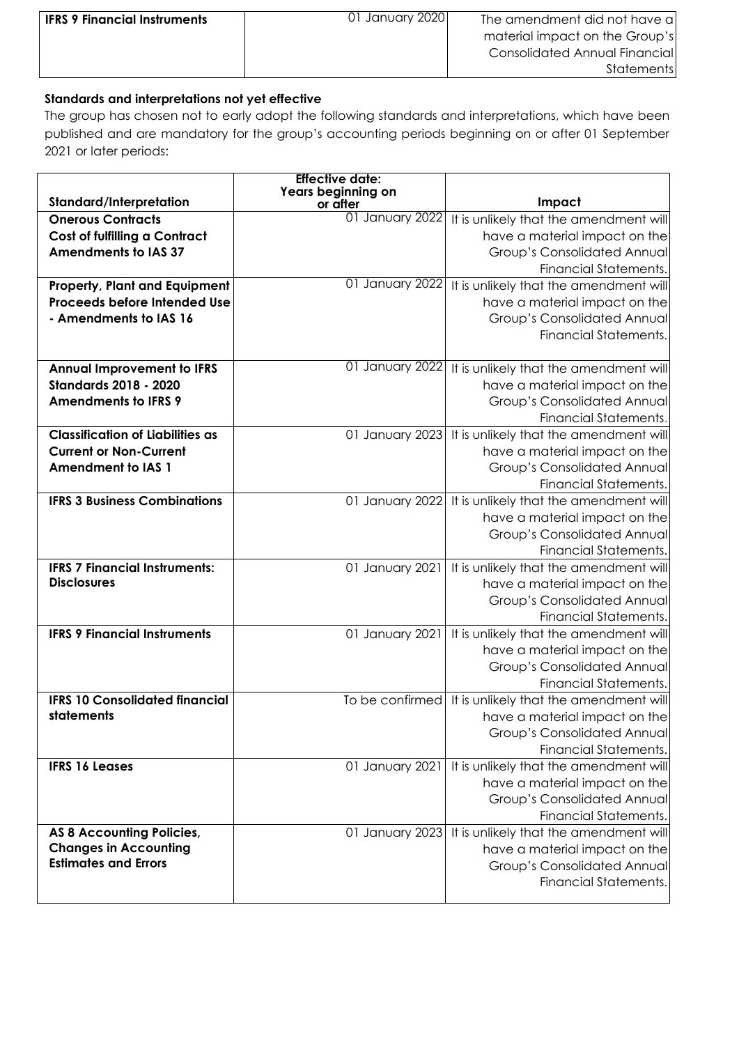| IFRS 9 Financial Instruments | 01 January 2020 | The amendment did not have a material impact on the Group's Consolidated Annual Financial Statements |
|---|---|---|

**Standards and interpretations not yet effective**

The group has chosen not to early adopt the following standards and interpretations, which have been published and are mandatory for the group's accounting periods beginning on or after 01 September 2021 or later periods:

| Standard/Interpretation | Effective date: Years beginning on or after | Impact |
|---|---|---|
| **Onerous Contracts Cost of fulfilling a Contract Amendments to IAS 37** | 01 January 2022 | It is unlikely that the amendment will have a material impact on the Group's Consolidated Annual Financial Statements. |
| **Property, Plant and Equipment Proceeds before Intended Use - Amendments to IAS 16** | 01 January 2022 | It is unlikely that the amendment will have a material impact on the Group's Consolidated Annual Financial Statements. |
| **Annual Improvement to IFRS Standards 2018 - 2020 Amendments to IFRS 9** | 01 January 2022 | It is unlikely that the amendment will have a material impact on the Group's Consolidated Annual Financial Statements. |
| **Classification of Liabilities as Current or Non-Current Amendment to IAS 1** | 01 January 2023 | It is unlikely that the amendment will have a material impact on the Group's Consolidated Annual Financial Statements. |
| **IFRS 3 Business Combinations** | 01 January 2022 | It is unlikely that the amendment will have a material impact on the Group's Consolidated Annual Financial Statements. |
| **IFRS 7 Financial Instruments: Disclosures** | 01 January 2021 | It is unlikely that the amendment will have a material impact on the Group's Consolidated Annual Financial Statements. |
| **IFRS 9 Financial Instruments** | 01 January 2021 | It is unlikely that the amendment will have a material impact on the Group's Consolidated Annual Financial Statements. |
| **IFRS 10 Consolidated financial statements** | To be confirmed | It is unlikely that the amendment will have a material impact on the Group's Consolidated Annual Financial Statements. |
| **IFRS 16 Leases** | 01 January 2021 | It is unlikely that the amendment will have a material impact on the Group's Consolidated Annual Financial Statements. |
| **AS 8 Accounting Policies, Changes in Accounting Estimates and Errors** | 01 January 2023 | It is unlikely that the amendment will have a material impact on the Group's Consolidated Annual Financial Statements. |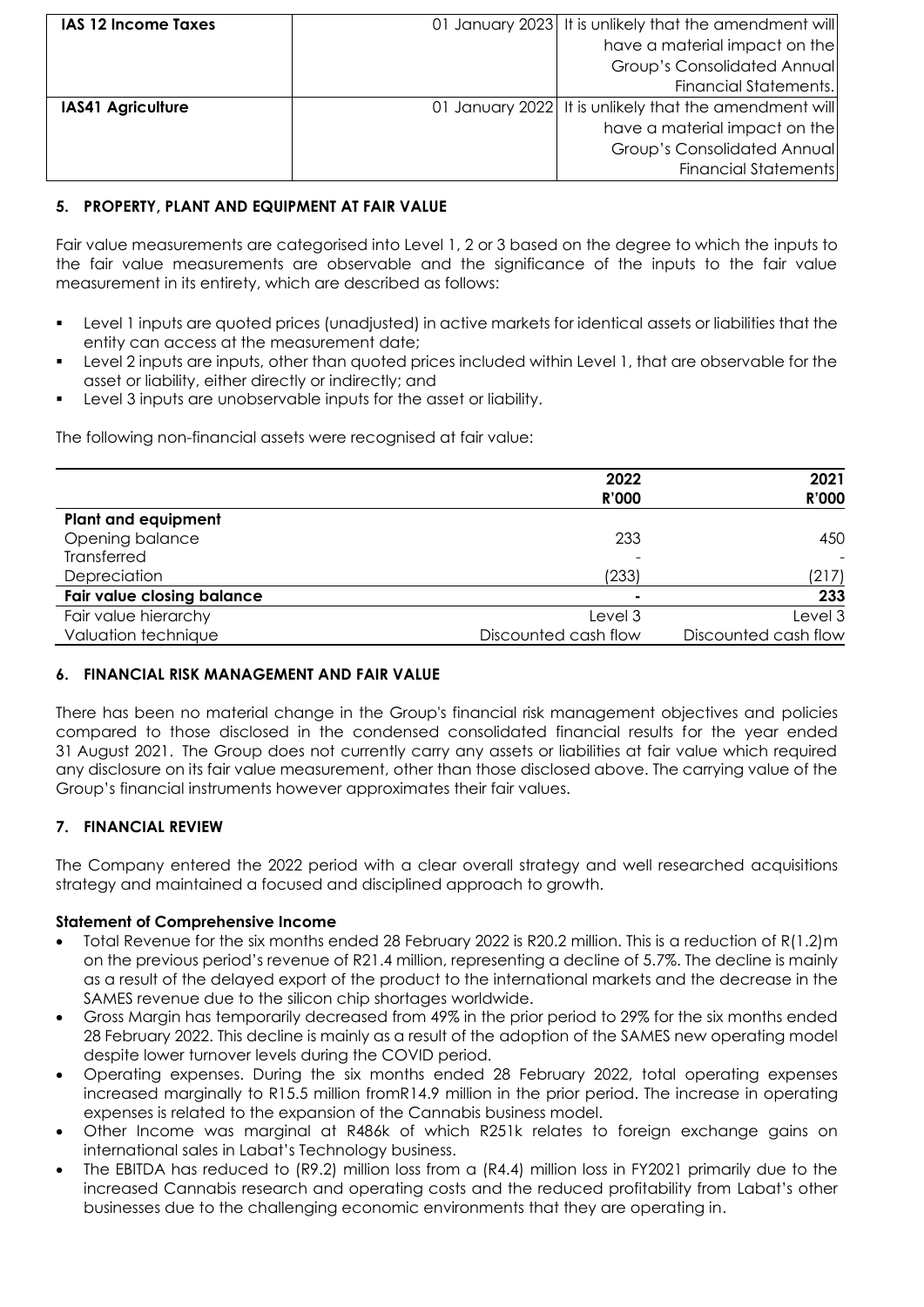| | | |
|---|---|---|
| **IAS 12 Income Taxes** | 01 January 2023 | It is unlikely that the amendment will have a material impact on the Group's Consolidated Annual Financial Statements. |
| **IAS41 Agriculture** | 01 January 2022 | It is unlikely that the amendment will have a material impact on the Group's Consolidated Annual Financial Statements |

## 5. PROPERTY, PLANT AND EQUIPMENT AT FAIR VALUE

Fair value measurements are categorised into Level 1, 2 or 3 based on the degree to which the inputs to the fair value measurements are observable and the significance of the inputs to the fair value measurement in its entirety, which are described as follows:

- Level 1 inputs are quoted prices (unadjusted) in active markets for identical assets or liabilities that the entity can access at the measurement date;
- Level 2 inputs are inputs, other than quoted prices included within Level 1, that are observable for the asset or liability, either directly or indirectly; and
- Level 3 inputs are unobservable inputs for the asset or liability.

The following non-financial assets were recognised at fair value:

| | 2022<br>R'000 | 2021<br>R'000 |
|---|---|---|
| **Plant and equipment** | | |
| Opening balance | 233 | 450 |
| Transferred | - | - |
| Depreciation | (233) | (217) |
| **Fair value closing balance** | **-** | **233** |
| Fair value hierarchy | Level 3 | Level 3 |
| Valuation technique | Discounted cash flow | Discounted cash flow |

## 6. FINANCIAL RISK MANAGEMENT AND FAIR VALUE

There has been no material change in the Group's financial risk management objectives and policies compared to those disclosed in the condensed consolidated financial results for the year ended 31 August 2021. The Group does not currently carry any assets or liabilities at fair value which required any disclosure on its fair value measurement, other than those disclosed above. The carrying value of the Group's financial instruments however approximates their fair values.

## 7. FINANCIAL REVIEW

The Company entered the 2022 period with a clear overall strategy and well researched acquisitions strategy and maintained a focused and disciplined approach to growth.

**Statement of Comprehensive Income**

- Total Revenue for the six months ended 28 February 2022 is R20.2 million. This is a reduction of R(1.2)m on the previous period's revenue of R21.4 million, representing a decline of 5.7%. The decline is mainly as a result of the delayed export of the product to the international markets and the decrease in the SAMES revenue due to the silicon chip shortages worldwide.
- Gross Margin has temporarily decreased from 49% in the prior period to 29% for the six months ended 28 February 2022. This decline is mainly as a result of the adoption of the SAMES new operating model despite lower turnover levels during the COVID period.
- Operating expenses. During the six months ended 28 February 2022, total operating expenses increased marginally to R15.5 million fromR14.9 million in the prior period. The increase in operating expenses is related to the expansion of the Cannabis business model.
- Other Income was marginal at R486k of which R251k relates to foreign exchange gains on international sales in Labat's Technology business.
- The EBITDA has reduced to (R9.2) million loss from a (R4.4) million loss in FY2021 primarily due to the increased Cannabis research and operating costs and the reduced profitability from Labat's other businesses due to the challenging economic environments that they are operating in.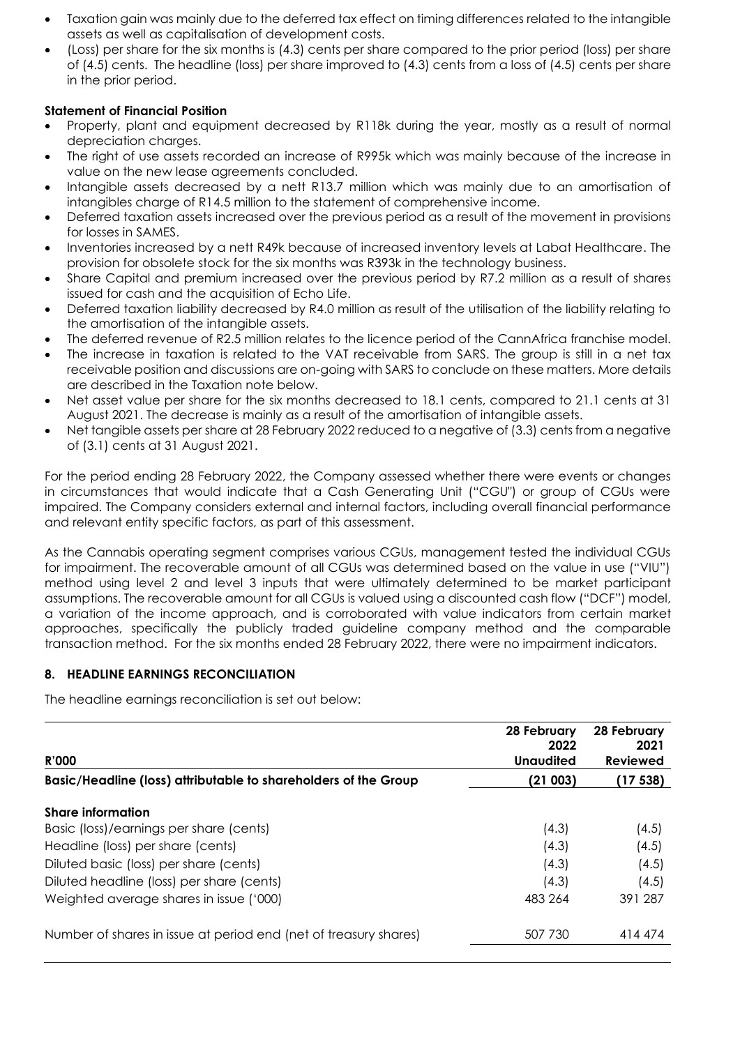- Taxation gain was mainly due to the deferred tax effect on timing differences related to the intangible assets as well as capitalisation of development costs.
- (Loss) per share for the six months is (4.3) cents per share compared to the prior period (loss) per share of (4.5) cents. The headline (loss) per share improved to (4.3) cents from a loss of (4.5) cents per share in the prior period.

**Statement of Financial Position**

- Property, plant and equipment decreased by R118k during the year, mostly as a result of normal depreciation charges.
- The right of use assets recorded an increase of R995k which was mainly because of the increase in value on the new lease agreements concluded.
- Intangible assets decreased by a nett R13.7 million which was mainly due to an amortisation of intangibles charge of R14.5 million to the statement of comprehensive income.
- Deferred taxation assets increased over the previous period as a result of the movement in provisions for losses in SAMES.
- Inventories increased by a nett R49k because of increased inventory levels at Labat Healthcare. The provision for obsolete stock for the six months was R393k in the technology business.
- Share Capital and premium increased over the previous period by R7.2 million as a result of shares issued for cash and the acquisition of Echo Life.
- Deferred taxation liability decreased by R4.0 million as result of the utilisation of the liability relating to the amortisation of the intangible assets.
- The deferred revenue of R2.5 million relates to the licence period of the CannAfrica franchise model.
- The increase in taxation is related to the VAT receivable from SARS. The group is still in a net tax receivable position and discussions are on-going with SARS to conclude on these matters. More details are described in the Taxation note below.
- Net asset value per share for the six months decreased to 18.1 cents, compared to 21.1 cents at 31 August 2021. The decrease is mainly as a result of the amortisation of intangible assets.
- Net tangible assets per share at 28 February 2022 reduced to a negative of (3.3) cents from a negative of (3.1) cents at 31 August 2021.

For the period ending 28 February 2022, the Company assessed whether there were events or changes in circumstances that would indicate that a Cash Generating Unit ("CGU") or group of CGUs were impaired. The Company considers external and internal factors, including overall financial performance and relevant entity specific factors, as part of this assessment.

As the Cannabis operating segment comprises various CGUs, management tested the individual CGUs for impairment. The recoverable amount of all CGUs was determined based on the value in use ("VIU") method using level 2 and level 3 inputs that were ultimately determined to be market participant assumptions. The recoverable amount for all CGUs is valued using a discounted cash flow ("DCF") model, a variation of the income approach, and is corroborated with value indicators from certain market approaches, specifically the publicly traded guideline company method and the comparable transaction method. For the six months ended 28 February 2022, there were no impairment indicators.

## 8. HEADLINE EARNINGS RECONCILIATION

The headline earnings reconciliation is set out below:

| R'000 | 28 February 2022 Unaudited | 28 February 2021 Reviewed |
|---|---|---|
| **Basic/Headline (loss) attributable to shareholders of the Group** | **(21 003)** | **(17 538)** |
| **Share information** | | |
| Basic (loss)/earnings per share (cents) | (4.3) | (4.5) |
| Headline (loss) per share (cents) | (4.3) | (4.5) |
| Diluted basic (loss) per share (cents) | (4.3) | (4.5) |
| Diluted headline (loss) per share (cents) | (4.3) | (4.5) |
| Weighted average shares in issue ('000) | 483 264 | 391 287 |
| Number of shares in issue at period end (net of treasury shares) | 507 730 | 414 474 |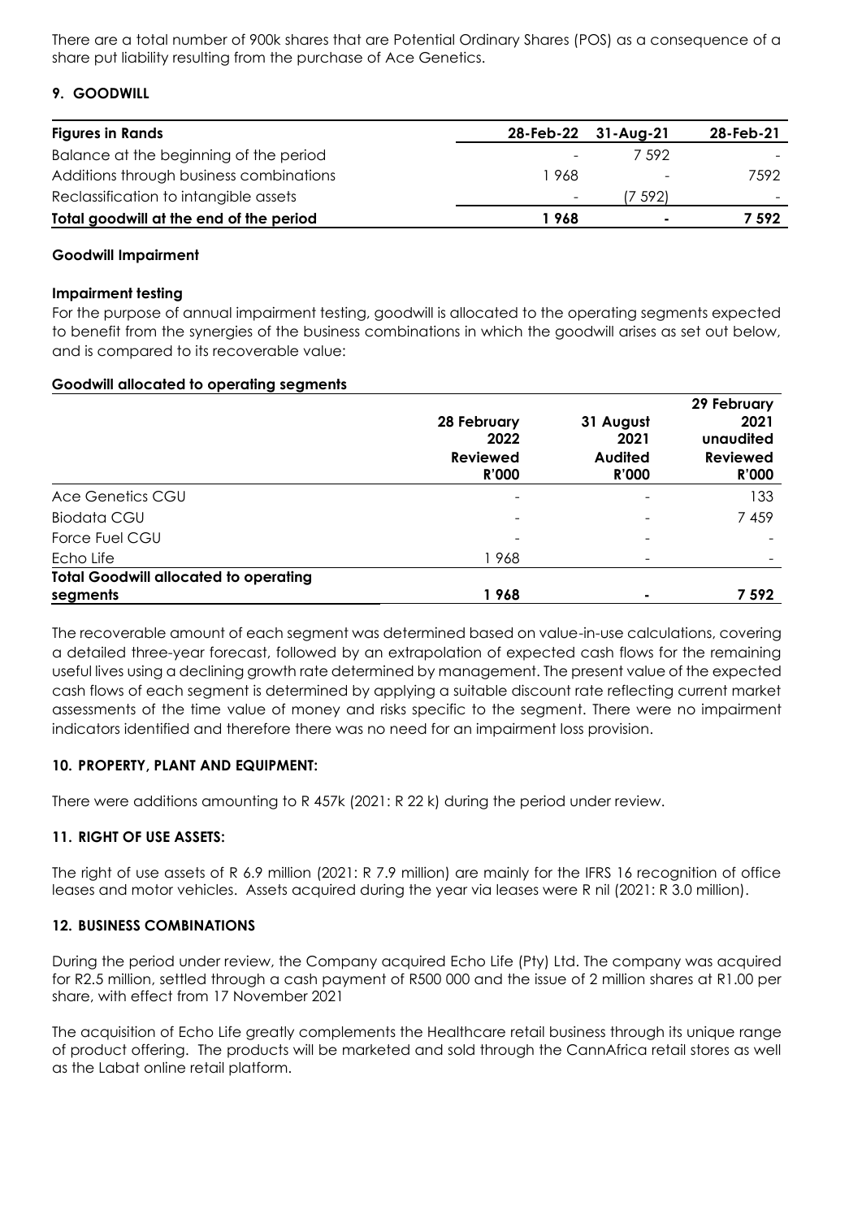There are a total number of 900k shares that are Potential Ordinary Shares (POS) as a consequence of a share put liability resulting from the purchase of Ace Genetics.

## 9. GOODWILL

| Figures in Rands | 28-Feb-22 | 31-Aug-21 | 28-Feb-21 |
|---|---|---|---|
| Balance at the beginning of the period | - | 7 592 | - |
| Additions through business combinations | 1 968 | - | 7592 |
| Reclassification to intangible assets | - | (7 592) | - |
| **Total goodwill at the end of the period** | **1 968** | **-** | **7 592** |

**Goodwill Impairment**

**Impairment testing**

For the purpose of annual impairment testing, goodwill is allocated to the operating segments expected to benefit from the synergies of the business combinations in which the goodwill arises as set out below, and is compared to its recoverable value:

**Goodwill allocated to operating segments**

| | 28 February 2022 Reviewed R'000 | 31 August 2021 Audited R'000 | 29 February 2021 unaudited Reviewed R'000 |
|---|---|---|---|
| Ace Genetics CGU | - | - | 133 |
| Biodata CGU | - | - | 7 459 |
| Force Fuel CGU | - | - | - |
| Echo Life | 1 968 | - | - |
| **Total Goodwill allocated to operating segments** | **1 968** | **-** | **7 592** |

The recoverable amount of each segment was determined based on value-in-use calculations, covering a detailed three-year forecast, followed by an extrapolation of expected cash flows for the remaining useful lives using a declining growth rate determined by management. The present value of the expected cash flows of each segment is determined by applying a suitable discount rate reflecting current market assessments of the time value of money and risks specific to the segment. There were no impairment indicators identified and therefore there was no need for an impairment loss provision.

## 10. PROPERTY, PLANT AND EQUIPMENT:

There were additions amounting to R 457k (2021: R 22 k) during the period under review.

## 11. RIGHT OF USE ASSETS:

The right of use assets of R 6.9 million (2021: R 7.9 million) are mainly for the IFRS 16 recognition of office leases and motor vehicles. Assets acquired during the year via leases were R nil (2021: R 3.0 million).

## 12. BUSINESS COMBINATIONS

During the period under review, the Company acquired Echo Life (Pty) Ltd. The company was acquired for R2.5 million, settled through a cash payment of R500 000 and the issue of 2 million shares at R1.00 per share, with effect from 17 November 2021

The acquisition of Echo Life greatly complements the Healthcare retail business through its unique range of product offering. The products will be marketed and sold through the CannAfrica retail stores as well as the Labat online retail platform.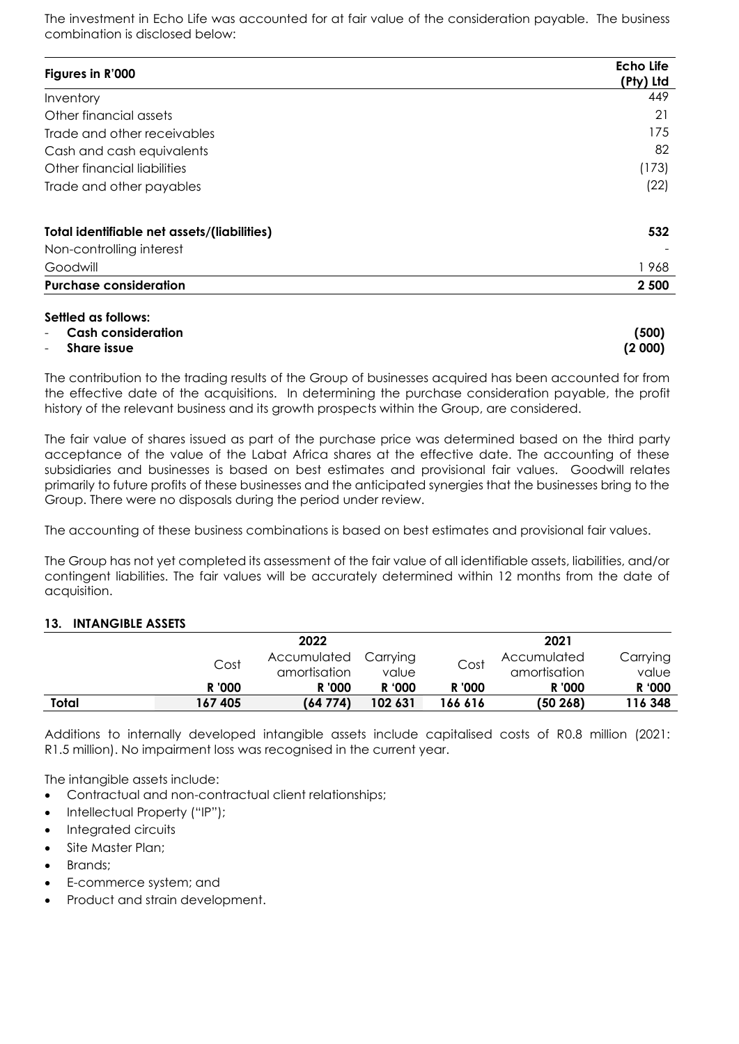The investment in Echo Life was accounted for at fair value of the consideration payable. The business combination is disclosed below:

| Figures in R'000 | Echo Life (Pty) Ltd |
|---|---|
| Inventory | 449 |
| Other financial assets | 21 |
| Trade and other receivables | 175 |
| Cash and cash equivalents | 82 |
| Other financial liabilities | (173) |
| Trade and other payables | (22) |
| | |
| **Total identifiable net assets/(liabilities)** | **532** |
| Non-controlling interest | - |
| Goodwill | 1 968 |
| **Purchase consideration** | **2 500** |
| | |
| **Settled as follows:** | |
| - **Cash consideration** | **(500)** |
| - **Share issue** | **(2 000)** |

The contribution to the trading results of the Group of businesses acquired has been accounted for from the effective date of the acquisitions. In determining the purchase consideration payable, the profit history of the relevant business and its growth prospects within the Group, are considered.

The fair value of shares issued as part of the purchase price was determined based on the third party acceptance of the value of the Labat Africa shares at the effective date. The accounting of these subsidiaries and businesses is based on best estimates and provisional fair values. Goodwill relates primarily to future profits of these businesses and the anticipated synergies that the businesses bring to the Group. There were no disposals during the period under review.

The accounting of these business combinations is based on best estimates and provisional fair values.

The Group has not yet completed its assessment of the fair value of all identifiable assets, liabilities, and/or contingent liabilities. The fair values will be accurately determined within 12 months from the date of acquisition.

## 13. INTANGIBLE ASSETS

| | 2022 | | | 2021 | | |
|---|---|---|---|---|---|---|
| | Cost | Accumulated amortisation | Carrying value | Cost | Accumulated amortisation | Carrying value |
| | R '000 | R '000 | R '000 | R '000 | R '000 | R '000 |
| **Total** | **167 405** | **(64 774)** | **102 631** | **166 616** | **(50 268)** | **116 348** |

Additions to internally developed intangible assets include capitalised costs of R0.8 million (2021: R1.5 million). No impairment loss was recognised in the current year.

The intangible assets include:

- Contractual and non-contractual client relationships;
- Intellectual Property ("IP");
- Integrated circuits
- Site Master Plan;
- Brands;
- E-commerce system; and
- Product and strain development.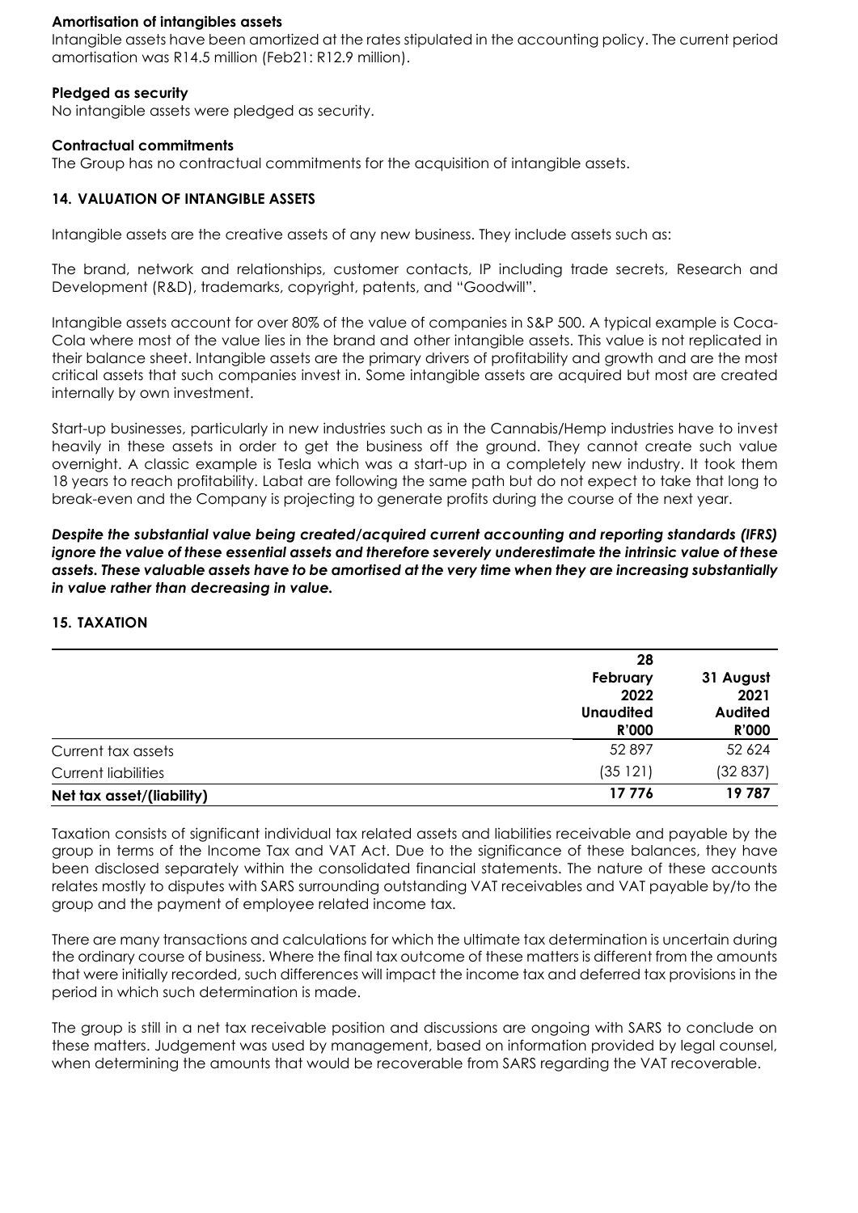**Amortisation of intangibles assets**

Intangible assets have been amortized at the rates stipulated in the accounting policy. The current period amortisation was R14.5 million (Feb21: R12.9 million).

**Pledged as security**

No intangible assets were pledged as security.

**Contractual commitments**

The Group has no contractual commitments for the acquisition of intangible assets.

## 14. VALUATION OF INTANGIBLE ASSETS

Intangible assets are the creative assets of any new business. They include assets such as:

The brand, network and relationships, customer contacts, IP including trade secrets, Research and Development (R&D), trademarks, copyright, patents, and "Goodwill".

Intangible assets account for over 80% of the value of companies in S&P 500. A typical example is Coca-Cola where most of the value lies in the brand and other intangible assets. This value is not replicated in their balance sheet. Intangible assets are the primary drivers of profitability and growth and are the most critical assets that such companies invest in. Some intangible assets are acquired but most are created internally by own investment.

Start-up businesses, particularly in new industries such as in the Cannabis/Hemp industries have to invest heavily in these assets in order to get the business off the ground. They cannot create such value overnight. A classic example is Tesla which was a start-up in a completely new industry. It took them 18 years to reach profitability. Labat are following the same path but do not expect to take that long to break-even and the Company is projecting to generate profits during the course of the next year.

***Despite the substantial value being created/acquired current accounting and reporting standards (IFRS) ignore the value of these essential assets and therefore severely underestimate the intrinsic value of these assets. These valuable assets have to be amortised at the very time when they are increasing substantially in value rather than decreasing in value.***

## 15. TAXATION

| | 28 February 2022 Unaudited R'000 | 31 August 2021 Audited R'000 |
|---|---|---|
| Current tax assets | 52 897 | 52 624 |
| Current liabilities | (35 121) | (32 837) |
| **Net tax asset/(liability)** | **17 776** | **19 787** |

Taxation consists of significant individual tax related assets and liabilities receivable and payable by the group in terms of the Income Tax and VAT Act. Due to the significance of these balances, they have been disclosed separately within the consolidated financial statements. The nature of these accounts relates mostly to disputes with SARS surrounding outstanding VAT receivables and VAT payable by/to the group and the payment of employee related income tax.

There are many transactions and calculations for which the ultimate tax determination is uncertain during the ordinary course of business. Where the final tax outcome of these matters is different from the amounts that were initially recorded, such differences will impact the income tax and deferred tax provisions in the period in which such determination is made.

The group is still in a net tax receivable position and discussions are ongoing with SARS to conclude on these matters. Judgement was used by management, based on information provided by legal counsel, when determining the amounts that would be recoverable from SARS regarding the VAT recoverable.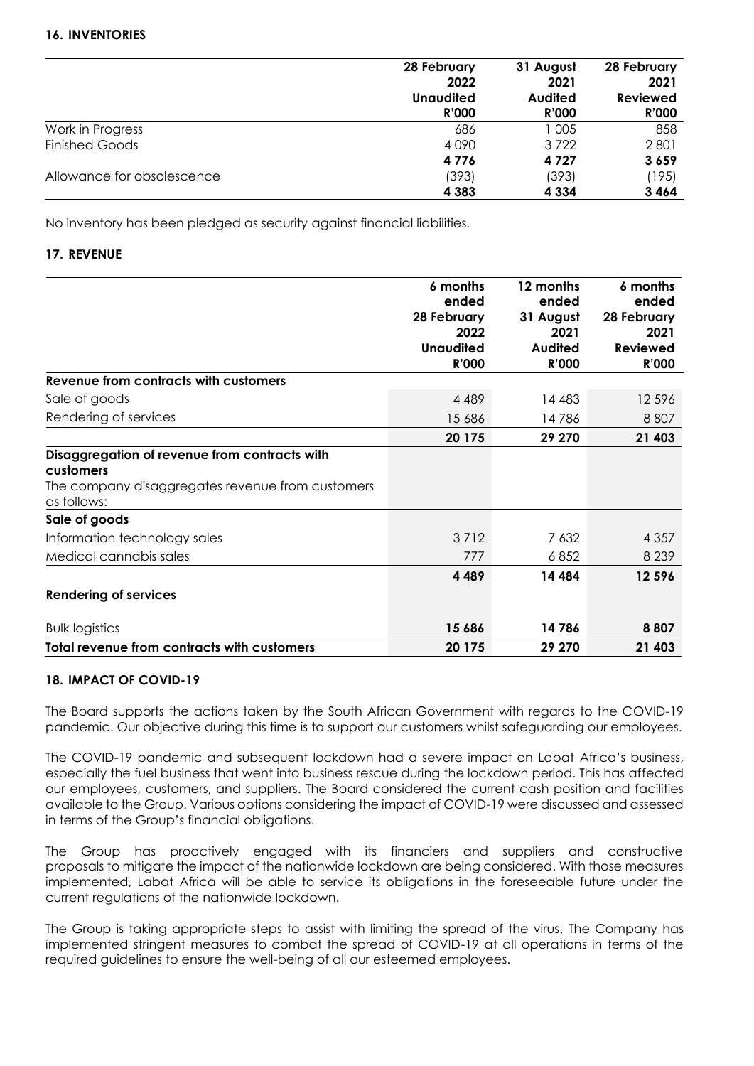**16. INVENTORIES**

| | 28 February 2022 Unaudited R'000 | 31 August 2021 Audited R'000 | 28 February 2021 Reviewed R'000 |
|---|---|---|---|
| Work in Progress | 686 | 1 005 | 858 |
| Finished Goods | 4 090 | 3 722 | 2 801 |
| | **4 776** | **4 727** | **3 659** |
| Allowance for obsolescence | (393) | (393) | (195) |
| | **4 383** | **4 334** | **3 464** |

No inventory has been pledged as security against financial liabilities.

**17. REVENUE**

| | 6 months ended 28 February 2022 Unaudited R'000 | 12 months ended 31 August 2021 Audited R'000 | 6 months ended 28 February 2021 Reviewed R'000 |
|---|---|---|---|
| **Revenue from contracts with customers** | | | |
| Sale of goods | 4 489 | 14 483 | 12 596 |
| Rendering of services | 15 686 | 14 786 | 8 807 |
| | **20 175** | **29 270** | **21 403** |
| **Disaggregation of revenue from contracts with customers** | | | |
| The company disaggregates revenue from customers as follows: | | | |
| **Sale of goods** | | | |
| Information technology sales | 3 712 | 7 632 | 4 357 |
| Medical cannabis sales | 777 | 6 852 | 8 239 |
| | **4 489** | **14 484** | **12 596** |
| **Rendering of services** | | | |
| Bulk logistics | **15 686** | **14 786** | **8 807** |
| **Total revenue from contracts with customers** | **20 175** | **29 270** | **21 403** |

**18. IMPACT OF COVID-19**

The Board supports the actions taken by the South African Government with regards to the COVID-19 pandemic. Our objective during this time is to support our customers whilst safeguarding our employees.

The COVID-19 pandemic and subsequent lockdown had a severe impact on Labat Africa's business, especially the fuel business that went into business rescue during the lockdown period. This has affected our employees, customers, and suppliers. The Board considered the current cash position and facilities available to the Group. Various options considering the impact of COVID-19 were discussed and assessed in terms of the Group's financial obligations.

The Group has proactively engaged with its financiers and suppliers and constructive proposals to mitigate the impact of the nationwide lockdown are being considered. With those measures implemented, Labat Africa will be able to service its obligations in the foreseeable future under the current regulations of the nationwide lockdown.

The Group is taking appropriate steps to assist with limiting the spread of the virus. The Company has implemented stringent measures to combat the spread of COVID-19 at all operations in terms of the required guidelines to ensure the well-being of all our esteemed employees.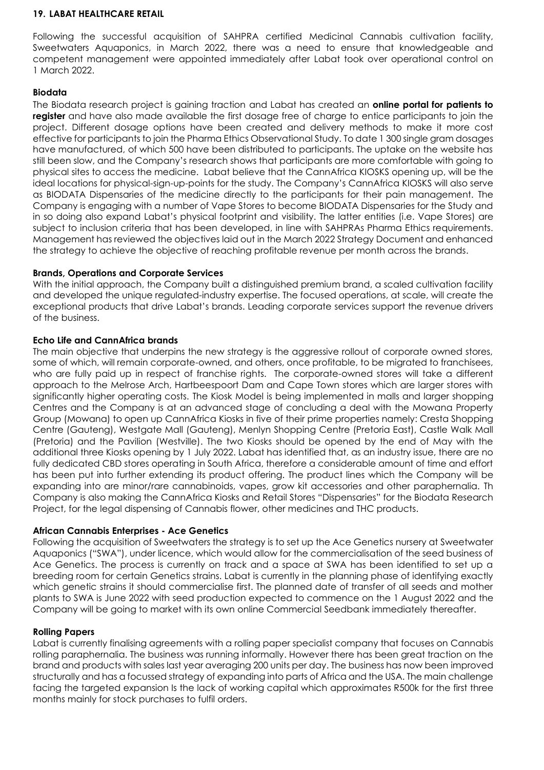## 19. LABAT HEALTHCARE RETAIL

Following the successful acquisition of SAHPRA certified Medicinal Cannabis cultivation facility, Sweetwaters Aquaponics, in March 2022, there was a need to ensure that knowledgeable and competent management were appointed immediately after Labat took over operational control on 1 March 2022.

### Biodata

The Biodata research project is gaining traction and Labat has created an **online portal for patients to register** and have also made available the first dosage free of charge to entice participants to join the project. Different dosage options have been created and delivery methods to make it more cost effective for participants to join the Pharma Ethics Observational Study. To date 1 300 single gram dosages have manufactured, of which 500 have been distributed to participants. The uptake on the website has still been slow, and the Company's research shows that participants are more comfortable with going to physical sites to access the medicine. Labat believe that the CannAfrica KIOSKS opening up, will be the ideal locations for physical-sign-up-points for the study. The Company's CannAfrica KIOSKS will also serve as BIODATA Dispensaries of the medicine directly to the participants for their pain management. The Company is engaging with a number of Vape Stores to become BIODATA Dispensaries for the Study and in so doing also expand Labat's physical footprint and visibility. The latter entities (i.e. Vape Stores) are subject to inclusion criteria that has been developed, in line with SAHPRAs Pharma Ethics requirements. Management has reviewed the objectives laid out in the March 2022 Strategy Document and enhanced the strategy to achieve the objective of reaching profitable revenue per month across the brands.

### Brands, Operations and Corporate Services

With the initial approach, the Company built a distinguished premium brand, a scaled cultivation facility and developed the unique regulated-industry expertise. The focused operations, at scale, will create the exceptional products that drive Labat's brands. Leading corporate services support the revenue drivers of the business.

### Echo Life and CannAfrica brands

The main objective that underpins the new strategy is the aggressive rollout of corporate owned stores, some of which, will remain corporate-owned, and others, once profitable, to be migrated to franchisees, who are fully paid up in respect of franchise rights. The corporate-owned stores will take a different approach to the Melrose Arch, Hartbeespoort Dam and Cape Town stores which are larger stores with significantly higher operating costs. The Kiosk Model is being implemented in malls and larger shopping Centres and the Company is at an advanced stage of concluding a deal with the Mowana Property Group (Mowana) to open up CannAfrica Kiosks in five of their prime properties namely: Cresta Shopping Centre (Gauteng), Westgate Mall (Gauteng), Menlyn Shopping Centre (Pretoria East), Castle Walk Mall (Pretoria) and the Pavilion (Westville). The two Kiosks should be opened by the end of May with the additional three Kiosks opening by 1 July 2022. Labat has identified that, as an industry issue, there are no fully dedicated CBD stores operating in South Africa, therefore a considerable amount of time and effort has been put into further extending its product offering. The product lines which the Company will be expanding into are minor/rare cannabinoids, vapes, grow kit accessories and other paraphernalia. Th Company is also making the CannAfrica Kiosks and Retail Stores "Dispensaries" for the Biodata Research Project, for the legal dispensing of Cannabis flower, other medicines and THC products.

### African Cannabis Enterprises - Ace Genetics

Following the acquisition of Sweetwaters the strategy is to set up the Ace Genetics nursery at Sweetwater Aquaponics ("SWA"), under licence, which would allow for the commercialisation of the seed business of Ace Genetics. The process is currently on track and a space at SWA has been identified to set up a breeding room for certain Genetics strains. Labat is currently in the planning phase of identifying exactly which genetic strains it should commercialise first. The planned date of transfer of all seeds and mother plants to SWA is June 2022 with seed production expected to commence on the 1 August 2022 and the Company will be going to market with its own online Commercial Seedbank immediately thereafter.

### Rolling Papers

Labat is currently finalising agreements with a rolling paper specialist company that focuses on Cannabis rolling paraphernalia. The business was running informally. However there has been great traction on the brand and products with sales last year averaging 200 units per day. The business has now been improved structurally and has a focussed strategy of expanding into parts of Africa and the USA. The main challenge facing the targeted expansion Is the lack of working capital which approximates R500k for the first three months mainly for stock purchases to fulfil orders.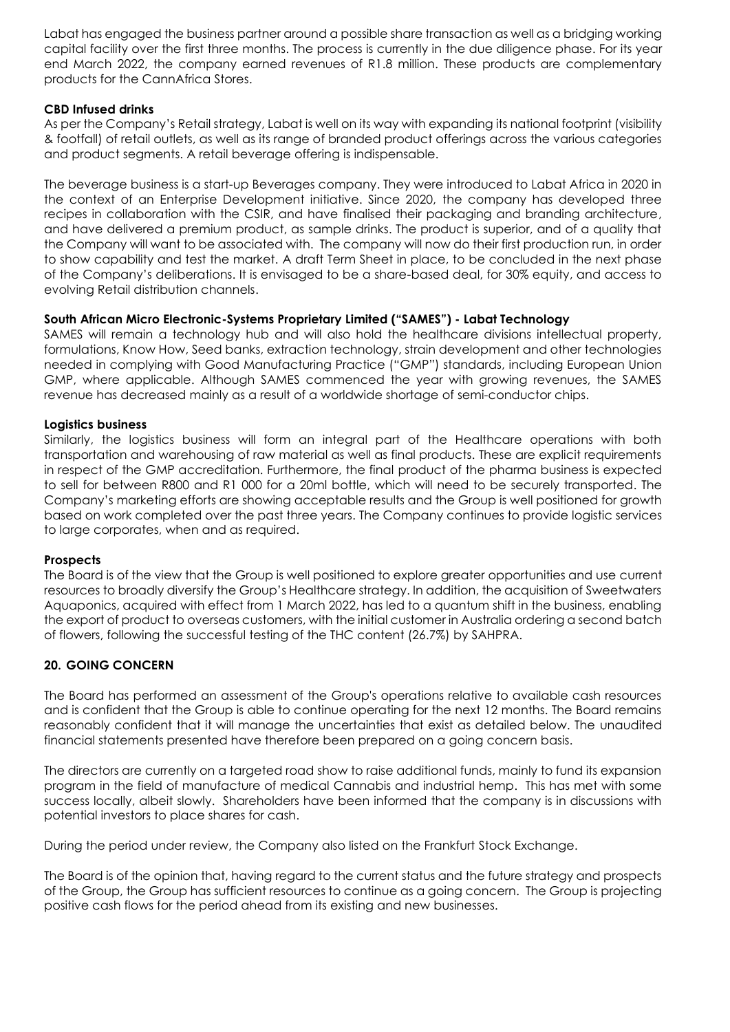Labat has engaged the business partner around a possible share transaction as well as a bridging working capital facility over the first three months. The process is currently in the due diligence phase. For its year end March 2022, the company earned revenues of R1.8 million. These products are complementary products for the CannAfrica Stores.

**CBD Infused drinks**

As per the Company's Retail strategy, Labat is well on its way with expanding its national footprint (visibility & footfall) of retail outlets, as well as its range of branded product offerings across the various categories and product segments. A retail beverage offering is indispensable.

The beverage business is a start-up Beverages company. They were introduced to Labat Africa in 2020 in the context of an Enterprise Development initiative. Since 2020, the company has developed three recipes in collaboration with the CSIR, and have finalised their packaging and branding architecture, and have delivered a premium product, as sample drinks. The product is superior, and of a quality that the Company will want to be associated with. The company will now do their first production run, in order to show capability and test the market. A draft Term Sheet in place, to be concluded in the next phase of the Company's deliberations. It is envisaged to be a share-based deal, for 30% equity, and access to evolving Retail distribution channels.

**South African Micro Electronic-Systems Proprietary Limited ("SAMES") - Labat Technology**

SAMES will remain a technology hub and will also hold the healthcare divisions intellectual property, formulations, Know How, Seed banks, extraction technology, strain development and other technologies needed in complying with Good Manufacturing Practice ("GMP") standards, including European Union GMP, where applicable. Although SAMES commenced the year with growing revenues, the SAMES revenue has decreased mainly as a result of a worldwide shortage of semi-conductor chips.

**Logistics business**

Similarly, the logistics business will form an integral part of the Healthcare operations with both transportation and warehousing of raw material as well as final products. These are explicit requirements in respect of the GMP accreditation. Furthermore, the final product of the pharma business is expected to sell for between R800 and R1 000 for a 20ml bottle, which will need to be securely transported. The Company's marketing efforts are showing acceptable results and the Group is well positioned for growth based on work completed over the past three years. The Company continues to provide logistic services to large corporates, when and as required.

**Prospects**

The Board is of the view that the Group is well positioned to explore greater opportunities and use current resources to broadly diversify the Group's Healthcare strategy. In addition, the acquisition of Sweetwaters Aquaponics, acquired with effect from 1 March 2022, has led to a quantum shift in the business, enabling the export of product to overseas customers, with the initial customer in Australia ordering a second batch of flowers, following the successful testing of the THC content (26.7%) by SAHPRA.

## 20. GOING CONCERN

The Board has performed an assessment of the Group's operations relative to available cash resources and is confident that the Group is able to continue operating for the next 12 months. The Board remains reasonably confident that it will manage the uncertainties that exist as detailed below. The unaudited financial statements presented have therefore been prepared on a going concern basis.

The directors are currently on a targeted road show to raise additional funds, mainly to fund its expansion program in the field of manufacture of medical Cannabis and industrial hemp. This has met with some success locally, albeit slowly. Shareholders have been informed that the company is in discussions with potential investors to place shares for cash.

During the period under review, the Company also listed on the Frankfurt Stock Exchange.

The Board is of the opinion that, having regard to the current status and the future strategy and prospects of the Group, the Group has sufficient resources to continue as a going concern. The Group is projecting positive cash flows for the period ahead from its existing and new businesses.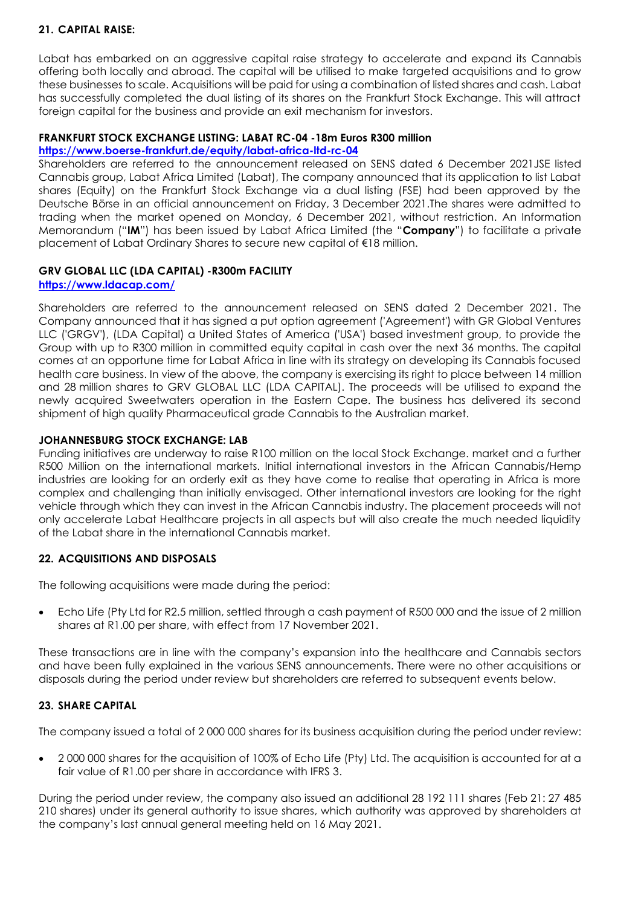## 21. CAPITAL RAISE:

Labat has embarked on an aggressive capital raise strategy to accelerate and expand its Cannabis offering both locally and abroad. The capital will be utilised to make targeted acquisitions and to grow these businesses to scale. Acquisitions will be paid for using a combination of listed shares and cash. Labat has successfully completed the dual listing of its shares on the Frankfurt Stock Exchange. This will attract foreign capital for the business and provide an exit mechanism for investors.

### FRANKFURT STOCK EXCHANGE LISTING: LABAT RC-04 -18m Euros R300 million

**https://www.boerse-frankfurt.de/equity/labat-africa-ltd-rc-04**

Shareholders are referred to the announcement released on SENS dated 6 December 2021JSE listed Cannabis group, Labat Africa Limited (Labat), The company announced that its application to list Labat shares (Equity) on the Frankfurt Stock Exchange via a dual listing (FSE) had been approved by the Deutsche Börse in an official announcement on Friday, 3 December 2021.The shares were admitted to trading when the market opened on Monday, 6 December 2021, without restriction. An Information Memorandum ("**IM**") has been issued by Labat Africa Limited (the "**Company**") to facilitate a private placement of Labat Ordinary Shares to secure new capital of €18 million.

### GRV GLOBAL LLC (LDA CAPITAL) -R300m FACILITY

**https://www.ldacap.com/**

Shareholders are referred to the announcement released on SENS dated 2 December 2021. The Company announced that it has signed a put option agreement ('Agreement') with GR Global Ventures LLC ('GRGV'), (LDA Capital) a United States of America ('USA') based investment group, to provide the Group with up to R300 million in committed equity capital in cash over the next 36 months. The capital comes at an opportune time for Labat Africa in line with its strategy on developing its Cannabis focused health care business. In view of the above, the company is exercising its right to place between 14 million and 28 million shares to GRV GLOBAL LLC (LDA CAPITAL). The proceeds will be utilised to expand the newly acquired Sweetwaters operation in the Eastern Cape. The business has delivered its second shipment of high quality Pharmaceutical grade Cannabis to the Australian market.

### JOHANNESBURG STOCK EXCHANGE: LAB

Funding initiatives are underway to raise R100 million on the local Stock Exchange. market and a further R500 Million on the international markets. Initial international investors in the African Cannabis/Hemp industries are looking for an orderly exit as they have come to realise that operating in Africa is more complex and challenging than initially envisaged. Other international investors are looking for the right vehicle through which they can invest in the African Cannabis industry. The placement proceeds will not only accelerate Labat Healthcare projects in all aspects but will also create the much needed liquidity of the Labat share in the international Cannabis market.

## 22. ACQUISITIONS AND DISPOSALS

The following acquisitions were made during the period:

- Echo Life (Pty Ltd for R2.5 million, settled through a cash payment of R500 000 and the issue of 2 million shares at R1.00 per share, with effect from 17 November 2021.

These transactions are in line with the company's expansion into the healthcare and Cannabis sectors and have been fully explained in the various SENS announcements. There were no other acquisitions or disposals during the period under review but shareholders are referred to subsequent events below.

## 23. SHARE CAPITAL

The company issued a total of 2 000 000 shares for its business acquisition during the period under review:

- 2 000 000 shares for the acquisition of 100% of Echo Life (Pty) Ltd. The acquisition is accounted for at a fair value of R1.00 per share in accordance with IFRS 3.

During the period under review, the company also issued an additional 28 192 111 shares (Feb 21: 27 485 210 shares) under its general authority to issue shares, which authority was approved by shareholders at the company's last annual general meeting held on 16 May 2021.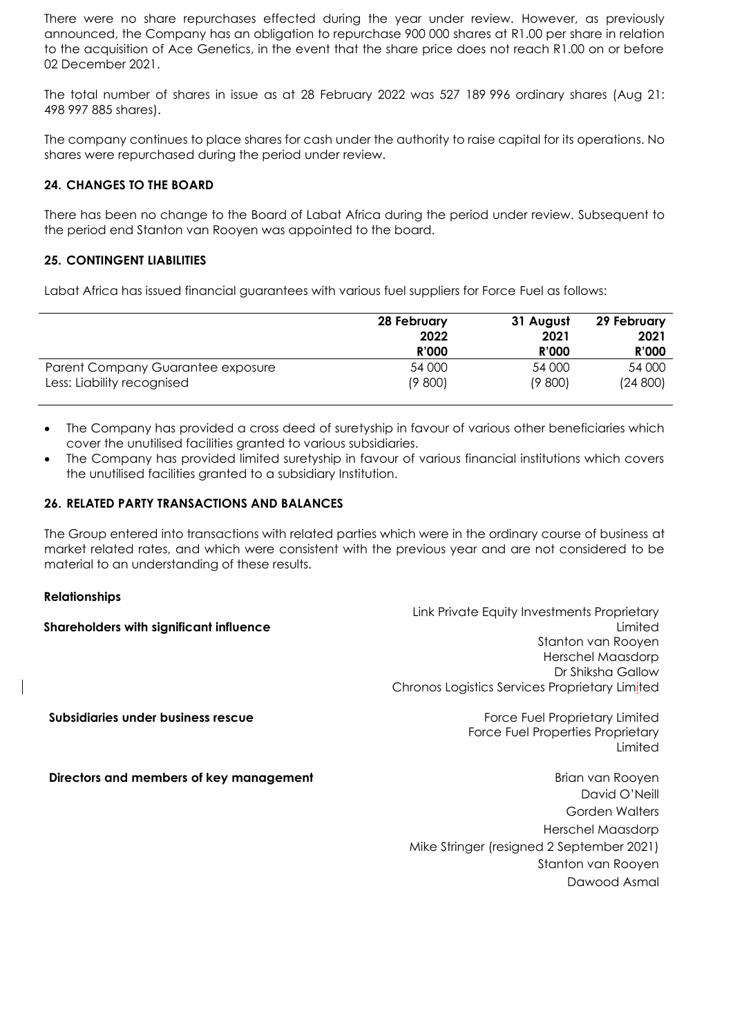There were no share repurchases effected during the year under review. However, as previously announced, the Company has an obligation to repurchase 900 000 shares at R1.00 per share in relation to the acquisition of Ace Genetics, in the event that the share price does not reach R1.00 on or before 02 December 2021.

The total number of shares in issue as at 28 February 2022 was 527 189 996 ordinary shares (Aug 21: 498 997 885 shares).

The company continues to place shares for cash under the authority to raise capital for its operations. No shares were repurchased during the period under review.

## 24. CHANGES TO THE BOARD

There has been no change to the Board of Labat Africa during the period under review. Subsequent to the period end Stanton van Rooyen was appointed to the board.

## 25. CONTINGENT LIABILITIES

Labat Africa has issued financial guarantees with various fuel suppliers for Force Fuel as follows:

| | 28 February 2022 R'000 | 31 August 2021 R'000 | 29 February 2021 R'000 |
|---|---|---|---|
| Parent Company Guarantee exposure | 54 000 | 54 000 | 54 000 |
| Less: Liability recognised | (9 800) | (9 800) | (24 800) |

- The Company has provided a cross deed of suretyship in favour of various other beneficiaries which cover the unutilised facilities granted to various subsidiaries.
- The Company has provided limited suretyship in favour of various financial institutions which covers the unutilised facilities granted to a subsidiary Institution.

## 26. RELATED PARTY TRANSACTIONS AND BALANCES

The Group entered into transactions with related parties which were in the ordinary course of business at market related rates, and which were consistent with the previous year and are not considered to be material to an understanding of these results.

**Relationships**

| | |
|---|---|
| **Shareholders with significant influence** | Link Private Equity Investments Proprietary Limited<br>Stanton van Rooyen<br>Herschel Maasdorp<br>Dr Shiksha Gallow<br>Chronos Logistics Services Proprietary Limited |
| **Subsidiaries under business rescue** | Force Fuel Proprietary Limited<br>Force Fuel Properties Proprietary Limited |
| **Directors and members of key management** | Brian van Rooyen<br>David O'Neill<br>Gorden Walters<br>Herschel Maasdorp<br>Mike Stringer (resigned 2 September 2021)<br>Stanton van Rooyen<br>Dawood Asmal |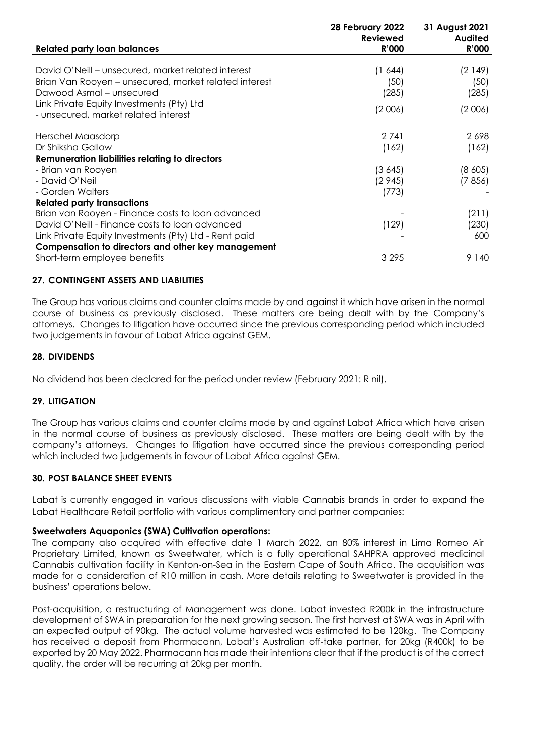| Related party loan balances | 28 February 2022 Reviewed R'000 | 31 August 2021 Audited R'000 |
|---|---|---|
| David O'Neill – unsecured, market related interest | (1 644) | (2 149) |
| Brian Van Rooyen – unsecured, market related interest | (50) | (50) |
| Dawood Asmal – unsecured | (285) | (285) |
| Link Private Equity Investments (Pty) Ltd - unsecured, market related interest | (2 006) | (2 006) |
| Herschel Maasdorp | 2 741 | 2 698 |
| Dr Shiksha Gallow | (162) | (162) |
| **Remuneration liabilities relating to directors** | | |
| - Brian van Rooyen | (3 645) | (8 605) |
| - David O'Neil | (2 945) | (7 856) |
| - Gorden Walters | (773) | - |
| **Related party transactions** | | |
| Brian van Rooyen - Finance costs to loan advanced | - | (211) |
| David O'Neill - Finance costs to loan advanced | (129) | (230) |
| Link Private Equity Investments (Pty) Ltd - Rent paid | - | 600 |
| **Compensation to directors and other key management** | | |
| Short-term employee benefits | 3 295 | 9 140 |

## 27. CONTINGENT ASSETS AND LIABILITIES

The Group has various claims and counter claims made by and against it which have arisen in the normal course of business as previously disclosed. These matters are being dealt with by the Company's attorneys. Changes to litigation have occurred since the previous corresponding period which included two judgements in favour of Labat Africa against GEM.

## 28. DIVIDENDS

No dividend has been declared for the period under review (February 2021: R nil).

## 29. LITIGATION

The Group has various claims and counter claims made by and against Labat Africa which have arisen in the normal course of business as previously disclosed. These matters are being dealt with by the company's attorneys. Changes to litigation have occurred since the previous corresponding period which included two judgements in favour of Labat Africa against GEM.

## 30. POST BALANCE SHEET EVENTS

Labat is currently engaged in various discussions with viable Cannabis brands in order to expand the Labat Healthcare Retail portfolio with various complimentary and partner companies:

**Sweetwaters Aquaponics (SWA) Cultivation operations:**

The company also acquired with effective date 1 March 2022, an 80% interest in Lima Romeo Air Proprietary Limited, known as Sweetwater, which is a fully operational SAHPRA approved medicinal Cannabis cultivation facility in Kenton-on-Sea in the Eastern Cape of South Africa. The acquisition was made for a consideration of R10 million in cash. More details relating to Sweetwater is provided in the business' operations below.

Post-acquisition, a restructuring of Management was done. Labat invested R200k in the infrastructure development of SWA in preparation for the next growing season. The first harvest at SWA was in April with an expected output of 90kg. The actual volume harvested was estimated to be 120kg. The Company has received a deposit from Pharmacann, Labat's Australian off-take partner, for 20kg (R400k) to be exported by 20 May 2022. Pharmacann has made their intentions clear that if the product is of the correct quality, the order will be recurring at 20kg per month.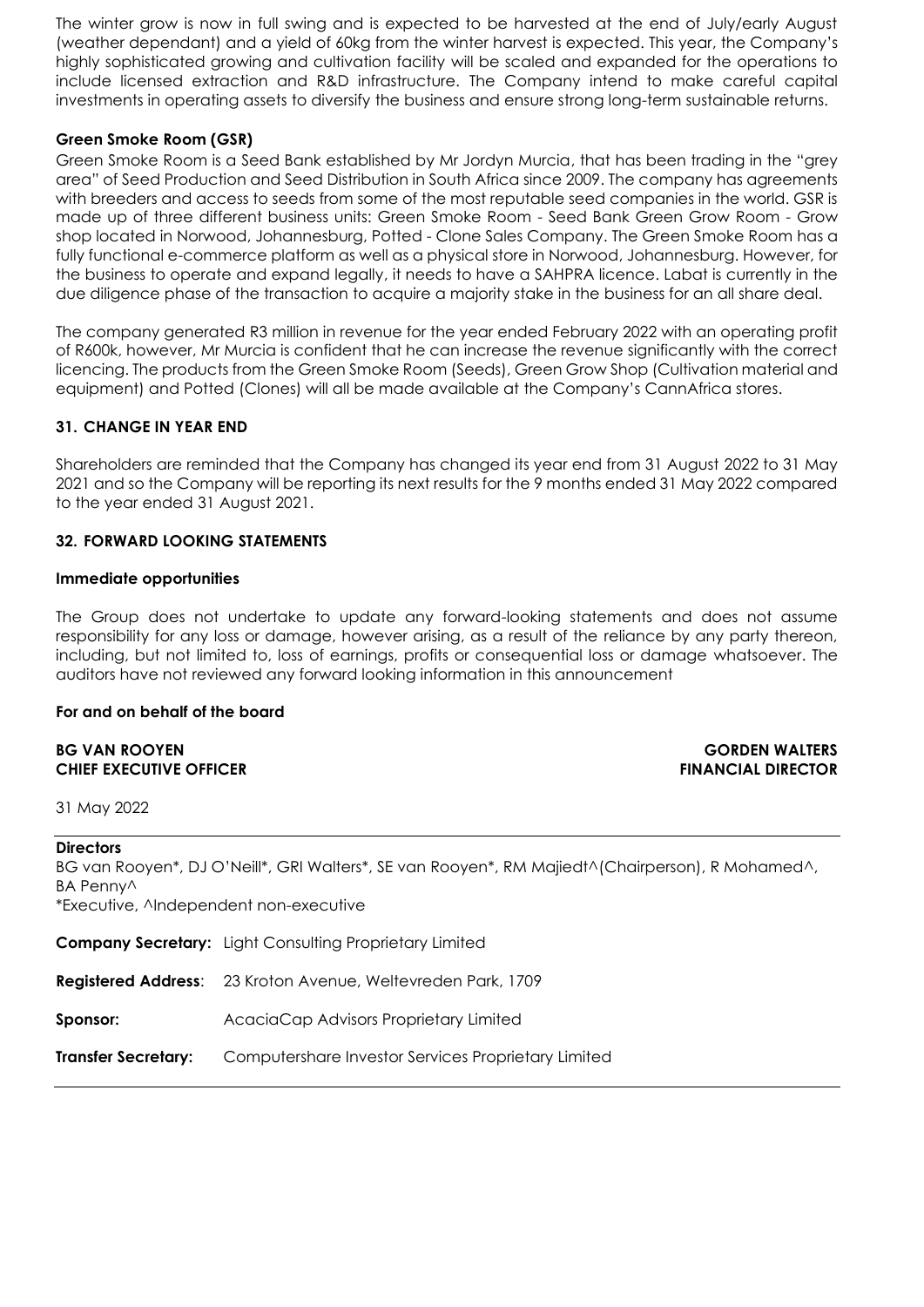The winter grow is now in full swing and is expected to be harvested at the end of July/early August (weather dependant) and a yield of 60kg from the winter harvest is expected. This year, the Company's highly sophisticated growing and cultivation facility will be scaled and expanded for the operations to include licensed extraction and R&D infrastructure. The Company intend to make careful capital investments in operating assets to diversify the business and ensure strong long-term sustainable returns.

**Green Smoke Room (GSR)**

Green Smoke Room is a Seed Bank established by Mr Jordyn Murcia, that has been trading in the "grey area" of Seed Production and Seed Distribution in South Africa since 2009. The company has agreements with breeders and access to seeds from some of the most reputable seed companies in the world. GSR is made up of three different business units: Green Smoke Room - Seed Bank Green Grow Room - Grow shop located in Norwood, Johannesburg, Potted - Clone Sales Company. The Green Smoke Room has a fully functional e-commerce platform as well as a physical store in Norwood, Johannesburg. However, for the business to operate and expand legally, it needs to have a SAHPRA licence. Labat is currently in the due diligence phase of the transaction to acquire a majority stake in the business for an all share deal.

The company generated R3 million in revenue for the year ended February 2022 with an operating profit of R600k, however, Mr Murcia is confident that he can increase the revenue significantly with the correct licencing. The products from the Green Smoke Room (Seeds), Green Grow Shop (Cultivation material and equipment) and Potted (Clones) will all be made available at the Company's CannAfrica stores.

## 31. CHANGE IN YEAR END

Shareholders are reminded that the Company has changed its year end from 31 August 2022 to 31 May 2021 and so the Company will be reporting its next results for the 9 months ended 31 May 2022 compared to the year ended 31 August 2021.

## 32. FORWARD LOOKING STATEMENTS

**Immediate opportunities**

The Group does not undertake to update any forward-looking statements and does not assume responsibility for any loss or damage, however arising, as a result of the reliance by any party thereon, including, but not limited to, loss of earnings, profits or consequential loss or damage whatsoever. The auditors have not reviewed any forward looking information in this announcement

**For and on behalf of the board**

**BG VAN ROOYEN**
**CHIEF EXECUTIVE OFFICER**

**GORDEN WALTERS**
**FINANCIAL DIRECTOR**

31 May 2022

**Directors**
BG van Rooyen*, DJ O'Neill*, GRI Walters*, SE van Rooyen*, RM Majiedt^(Chairperson), R Mohamed^, BA Penny^
*Executive, ^Independent non-executive

**Company Secretary:** Light Consulting Proprietary Limited

**Registered Address**: 23 Kroton Avenue, Weltevreden Park, 1709

**Sponsor:** AcaciaCap Advisors Proprietary Limited

**Transfer Secretary:** Computershare Investor Services Proprietary Limited